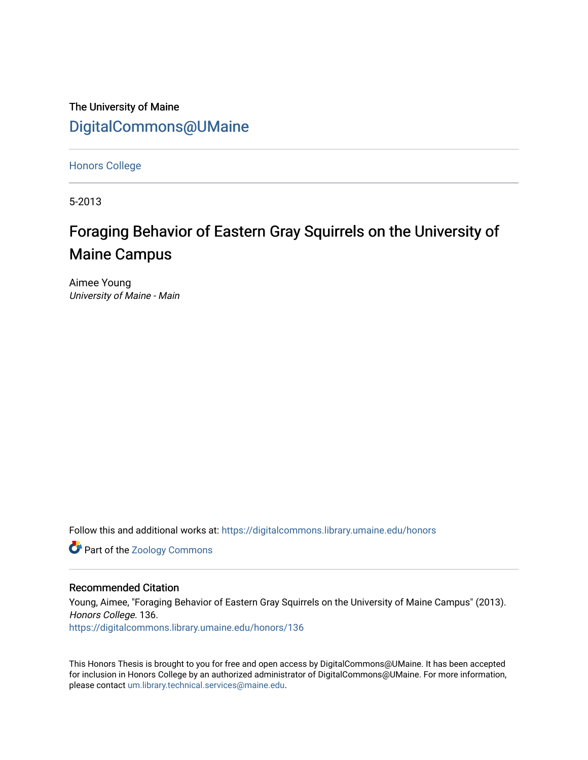The University of Maine

DigitalCommons@UMaine

Honors College

5-2013

# Foraging Behavior of Eastern Gray Squirrels on the University of Maine Campus

Aimee Young

*University of Maine - Main*

Follow this and additional works at: https://digitalcommons.library.umaine.edu/honors

Part of the Zoology Commons

## Recommended Citation

Young, Aimee, "Foraging Behavior of Eastern Gray Squirrels on the University of Maine Campus" (2013). *Honors College*. 136.

https://digitalcommons.library.umaine.edu/honors/136

This Honors Thesis is brought to you for free and open access by DigitalCommons@UMaine. It has been accepted for inclusion in Honors College by an authorized administrator of DigitalCommons@UMaine. For more information, please contact um.library.technical.services@maine.edu.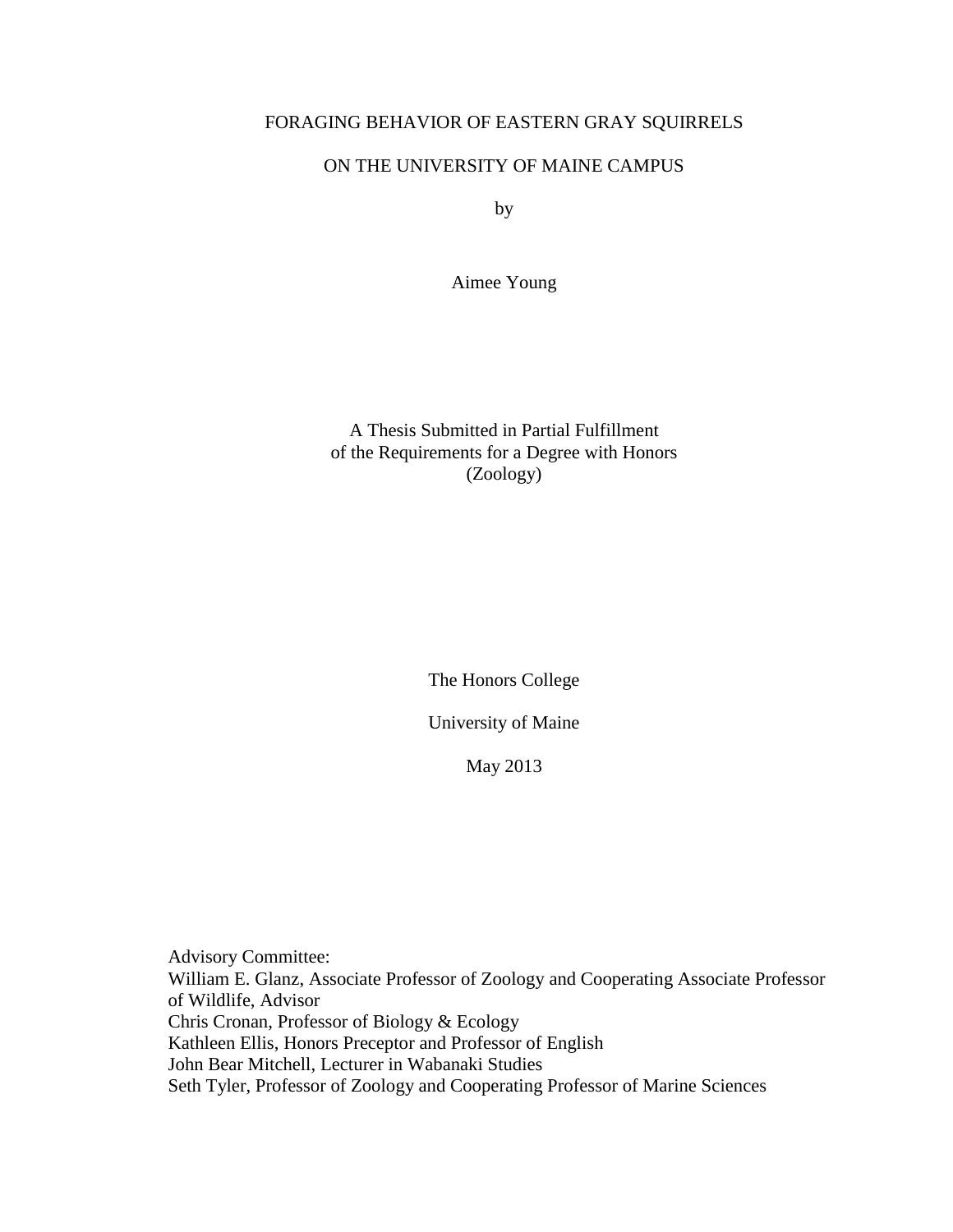# FORAGING BEHAVIOR OF EASTERN GRAY SQUIRRELS

# ON THE UNIVERSITY OF MAINE CAMPUS

by

Aimee Young

A Thesis Submitted in Partial Fulfillment
of the Requirements for a Degree with Honors
(Zoology)

The Honors College

University of Maine

May 2013

Advisory Committee:
William E. Glanz, Associate Professor of Zoology and Cooperating Associate Professor of Wildlife, Advisor
Chris Cronan, Professor of Biology & Ecology
Kathleen Ellis, Honors Preceptor and Professor of English
John Bear Mitchell, Lecturer in Wabanaki Studies
Seth Tyler, Professor of Zoology and Cooperating Professor of Marine Sciences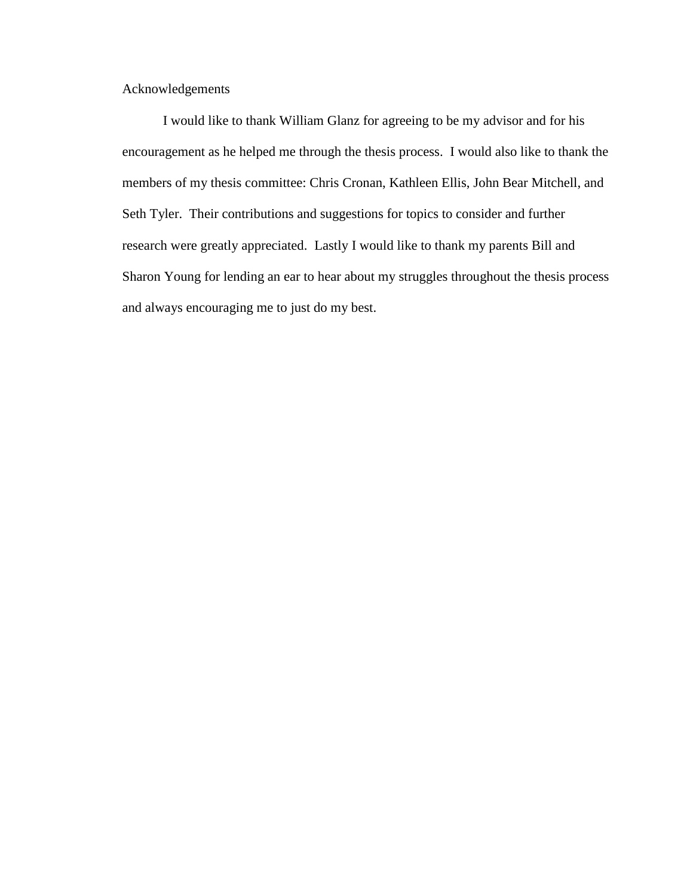# Acknowledgements

I would like to thank William Glanz for agreeing to be my advisor and for his encouragement as he helped me through the thesis process. I would also like to thank the members of my thesis committee: Chris Cronan, Kathleen Ellis, John Bear Mitchell, and Seth Tyler. Their contributions and suggestions for topics to consider and further research were greatly appreciated. Lastly I would like to thank my parents Bill and Sharon Young for lending an ear to hear about my struggles throughout the thesis process and always encouraging me to just do my best.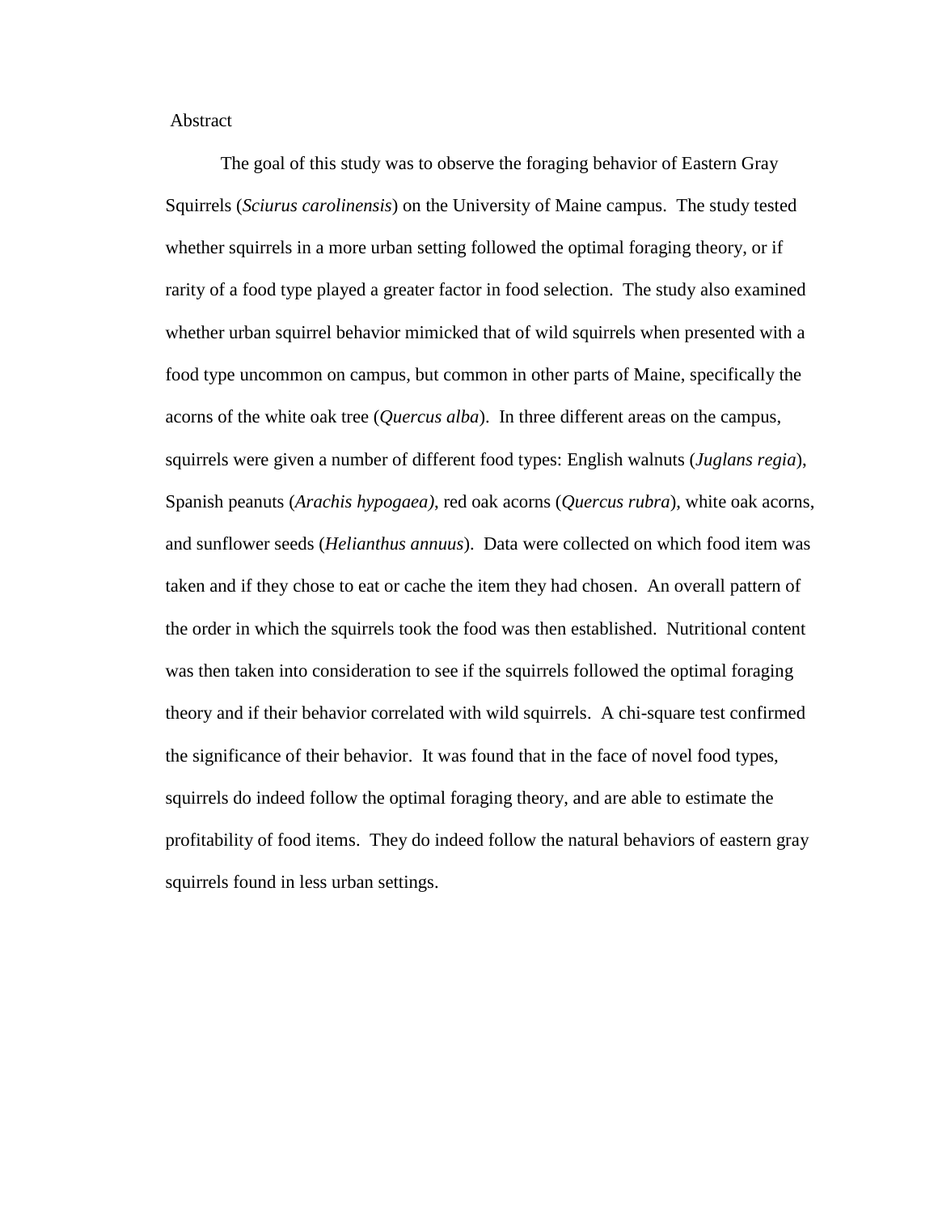## Abstract

The goal of this study was to observe the foraging behavior of Eastern Gray Squirrels (*Sciurus carolinensis*) on the University of Maine campus. The study tested whether squirrels in a more urban setting followed the optimal foraging theory, or if rarity of a food type played a greater factor in food selection. The study also examined whether urban squirrel behavior mimicked that of wild squirrels when presented with a food type uncommon on campus, but common in other parts of Maine, specifically the acorns of the white oak tree (*Quercus alba*). In three different areas on the campus, squirrels were given a number of different food types: English walnuts (*Juglans regia*), Spanish peanuts (*Arachis hypogaea),* red oak acorns (*Quercus rubra*), white oak acorns, and sunflower seeds (*Helianthus annuus*). Data were collected on which food item was taken and if they chose to eat or cache the item they had chosen. An overall pattern of the order in which the squirrels took the food was then established. Nutritional content was then taken into consideration to see if the squirrels followed the optimal foraging theory and if their behavior correlated with wild squirrels. A chi-square test confirmed the significance of their behavior. It was found that in the face of novel food types, squirrels do indeed follow the optimal foraging theory, and are able to estimate the profitability of food items. They do indeed follow the natural behaviors of eastern gray squirrels found in less urban settings.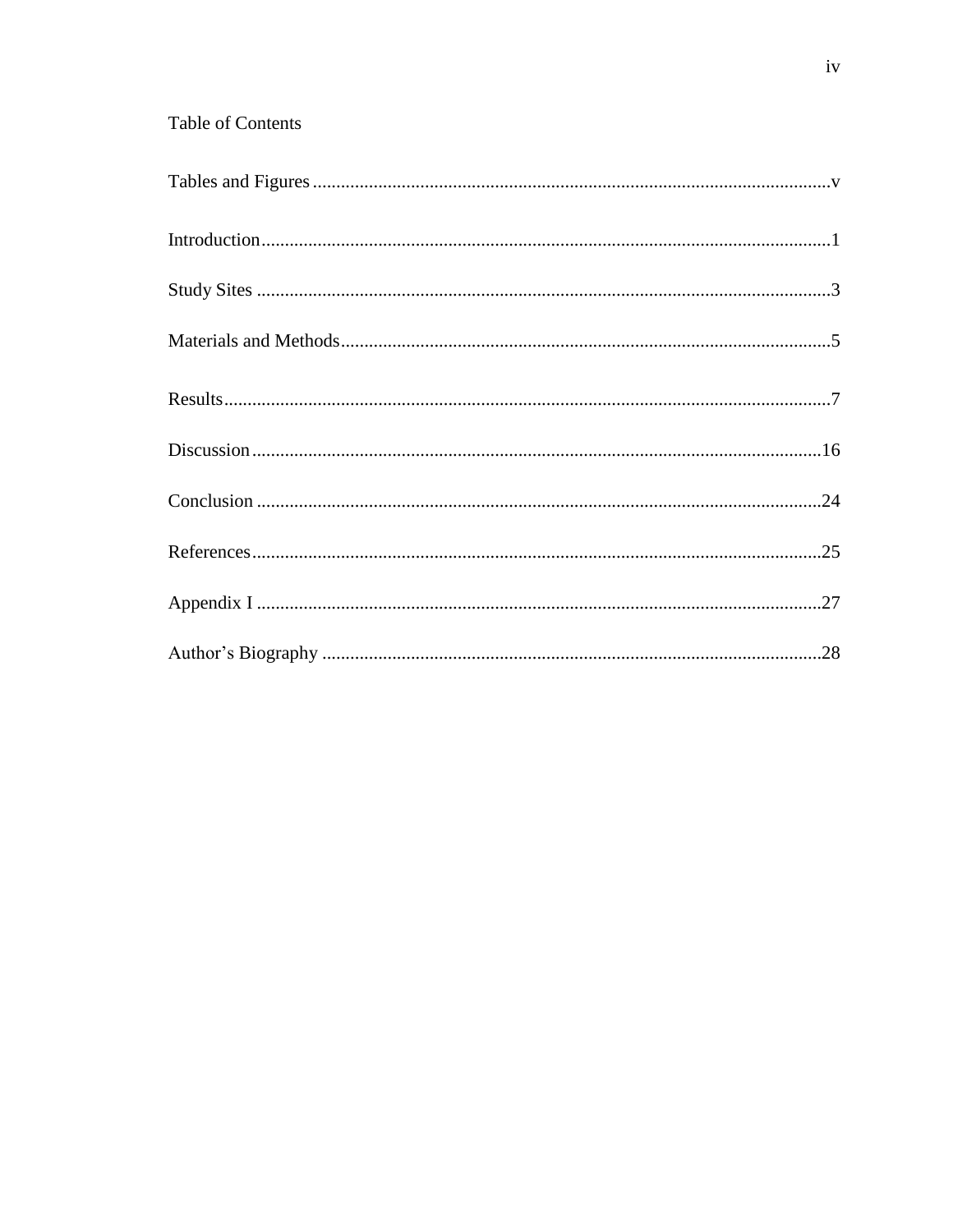# Table of Contents

Tables and Figures .............................................................................................................v

Introduction........................................................................................................................1

Study Sites .........................................................................................................................3

Materials and Methods........................................................................................................5

Results................................................................................................................................7

Discussion.........................................................................................................................16

Conclusion ........................................................................................................................24

References.........................................................................................................................25

Appendix I ........................................................................................................................27

Author's Biography ..........................................................................................................28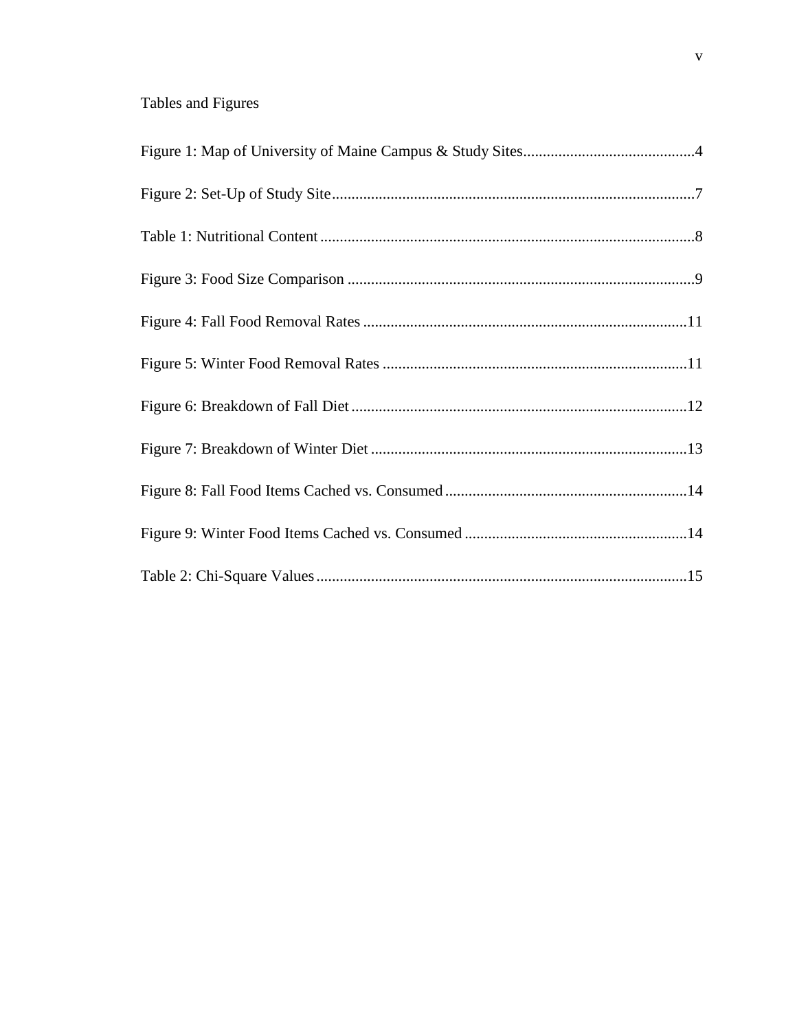# Tables and Figures

Figure 1: Map of University of Maine Campus & Study Sites............................................4

Figure 2: Set-Up of Study Site............................................................................................7

Table 1: Nutritional Content ................................................................................................8

Figure 3: Food Size Comparison .........................................................................................9

Figure 4: Fall Food Removal Rates ...................................................................................11

Figure 5: Winter Food Removal Rates ..............................................................................11

Figure 6: Breakdown of Fall Diet ......................................................................................12

Figure 7: Breakdown of Winter Diet .................................................................................13

Figure 8: Fall Food Items Cached vs. Consumed ..............................................................14

Figure 9: Winter Food Items Cached vs. Consumed .........................................................14

Table 2: Chi-Square Values ...............................................................................................15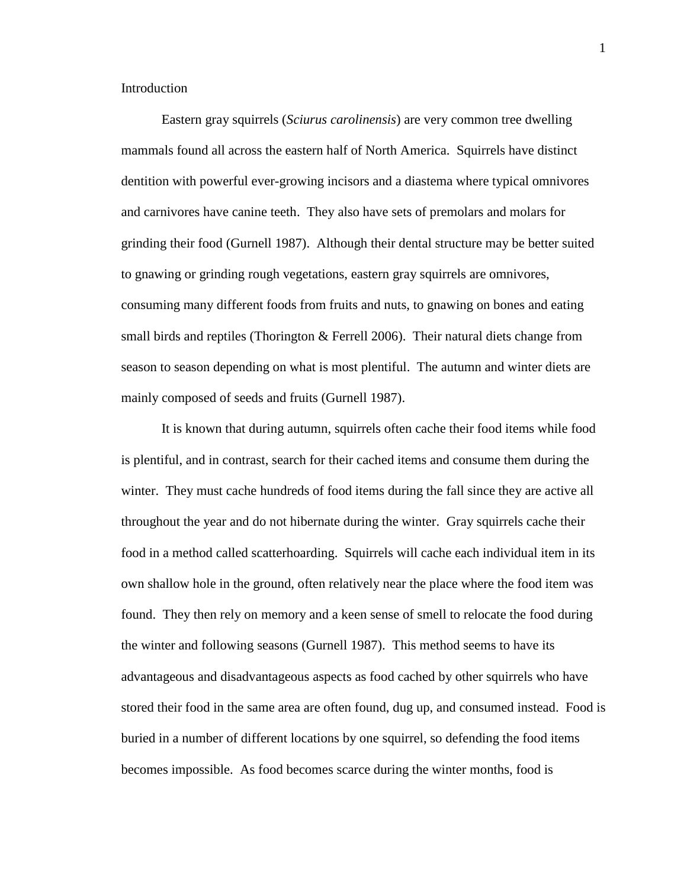Introduction

Eastern gray squirrels (*Sciurus carolinensis*) are very common tree dwelling mammals found all across the eastern half of North America. Squirrels have distinct dentition with powerful ever-growing incisors and a diastema where typical omnivores and carnivores have canine teeth. They also have sets of premolars and molars for grinding their food (Gurnell 1987). Although their dental structure may be better suited to gnawing or grinding rough vegetations, eastern gray squirrels are omnivores, consuming many different foods from fruits and nuts, to gnawing on bones and eating small birds and reptiles (Thorington & Ferrell 2006). Their natural diets change from season to season depending on what is most plentiful. The autumn and winter diets are mainly composed of seeds and fruits (Gurnell 1987).

It is known that during autumn, squirrels often cache their food items while food is plentiful, and in contrast, search for their cached items and consume them during the winter. They must cache hundreds of food items during the fall since they are active all throughout the year and do not hibernate during the winter. Gray squirrels cache their food in a method called scatterhoarding. Squirrels will cache each individual item in its own shallow hole in the ground, often relatively near the place where the food item was found. They then rely on memory and a keen sense of smell to relocate the food during the winter and following seasons (Gurnell 1987). This method seems to have its advantageous and disadvantageous aspects as food cached by other squirrels who have stored their food in the same area are often found, dug up, and consumed instead. Food is buried in a number of different locations by one squirrel, so defending the food items becomes impossible. As food becomes scarce during the winter months, food is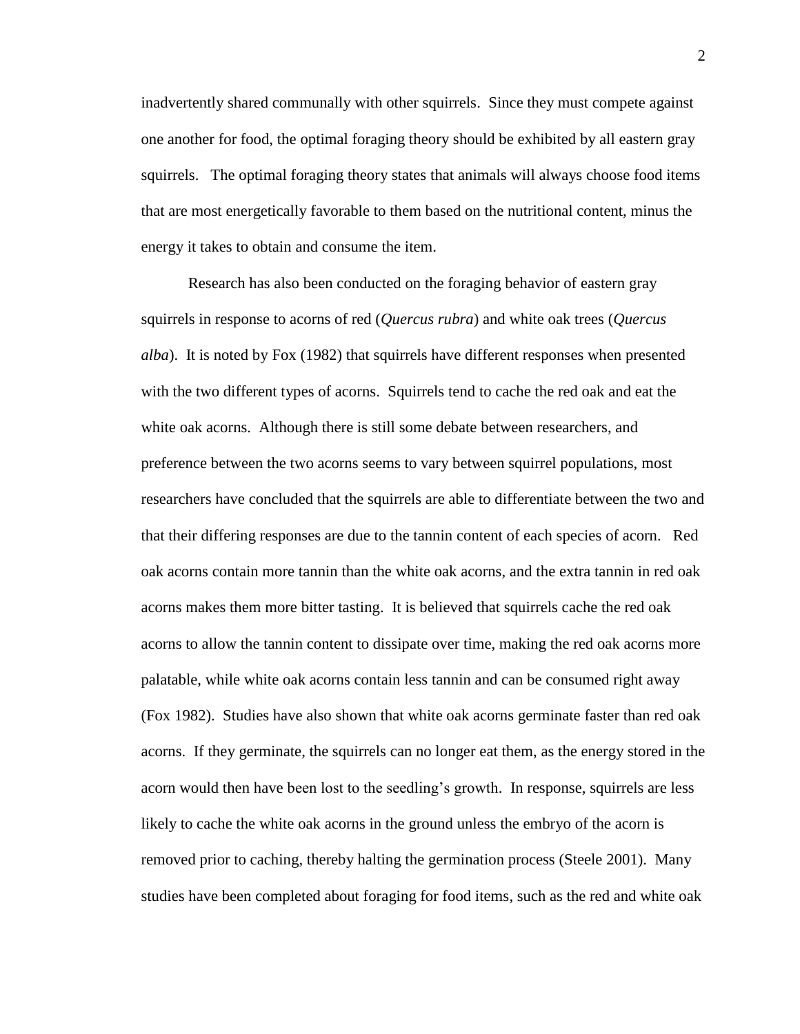inadvertently shared communally with other squirrels. Since they must compete against one another for food, the optimal foraging theory should be exhibited by all eastern gray squirrels. The optimal foraging theory states that animals will always choose food items that are most energetically favorable to them based on the nutritional content, minus the energy it takes to obtain and consume the item.

Research has also been conducted on the foraging behavior of eastern gray squirrels in response to acorns of red (*Quercus rubra*) and white oak trees (*Quercus alba*). It is noted by Fox (1982) that squirrels have different responses when presented with the two different types of acorns. Squirrels tend to cache the red oak and eat the white oak acorns. Although there is still some debate between researchers, and preference between the two acorns seems to vary between squirrel populations, most researchers have concluded that the squirrels are able to differentiate between the two and that their differing responses are due to the tannin content of each species of acorn. Red oak acorns contain more tannin than the white oak acorns, and the extra tannin in red oak acorns makes them more bitter tasting. It is believed that squirrels cache the red oak acorns to allow the tannin content to dissipate over time, making the red oak acorns more palatable, while white oak acorns contain less tannin and can be consumed right away (Fox 1982). Studies have also shown that white oak acorns germinate faster than red oak acorns. If they germinate, the squirrels can no longer eat them, as the energy stored in the acorn would then have been lost to the seedling's growth. In response, squirrels are less likely to cache the white oak acorns in the ground unless the embryo of the acorn is removed prior to caching, thereby halting the germination process (Steele 2001). Many studies have been completed about foraging for food items, such as the red and white oak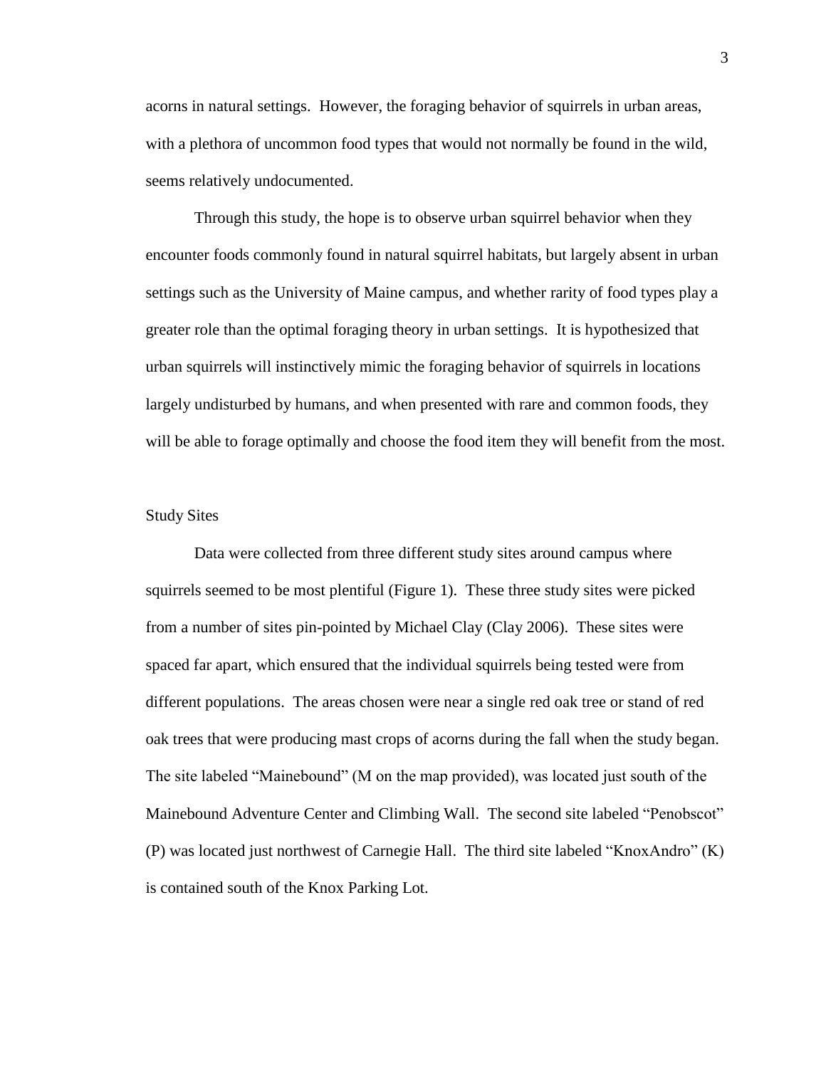acorns in natural settings. However, the foraging behavior of squirrels in urban areas, with a plethora of uncommon food types that would not normally be found in the wild, seems relatively undocumented.

Through this study, the hope is to observe urban squirrel behavior when they encounter foods commonly found in natural squirrel habitats, but largely absent in urban settings such as the University of Maine campus, and whether rarity of food types play a greater role than the optimal foraging theory in urban settings. It is hypothesized that urban squirrels will instinctively mimic the foraging behavior of squirrels in locations largely undisturbed by humans, and when presented with rare and common foods, they will be able to forage optimally and choose the food item they will benefit from the most.

## Study Sites

Data were collected from three different study sites around campus where squirrels seemed to be most plentiful (Figure 1). These three study sites were picked from a number of sites pin-pointed by Michael Clay (Clay 2006). These sites were spaced far apart, which ensured that the individual squirrels being tested were from different populations. The areas chosen were near a single red oak tree or stand of red oak trees that were producing mast crops of acorns during the fall when the study began. The site labeled "Mainebound" (M on the map provided), was located just south of the Mainebound Adventure Center and Climbing Wall. The second site labeled "Penobscot" (P) was located just northwest of Carnegie Hall. The third site labeled "KnoxAndro" (K) is contained south of the Knox Parking Lot.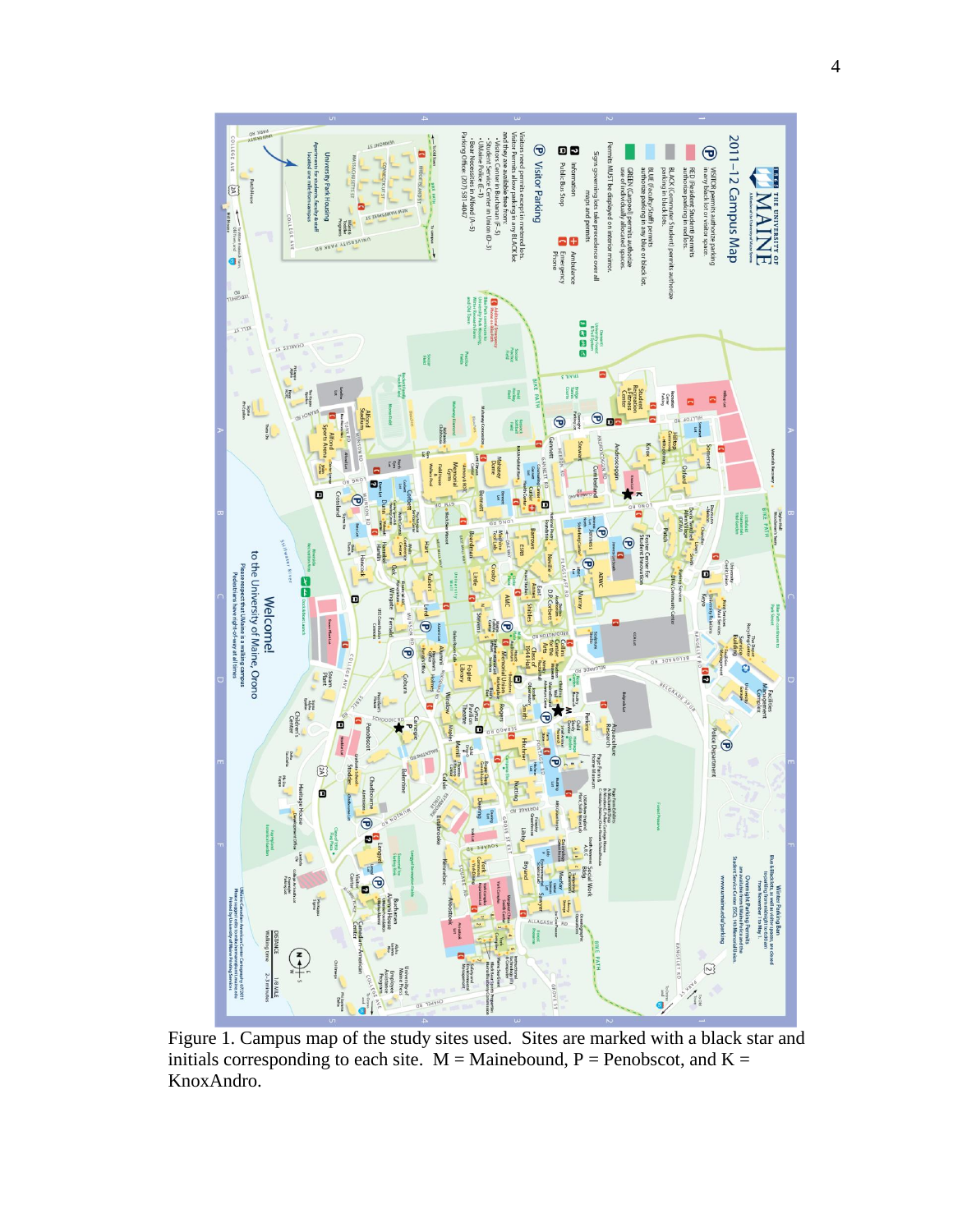Figure 1. Campus map of the study sites used. Sites are marked with a black star and initials corresponding to each site. M = Mainebound, P = Penobscot, and K = KnoxAndro.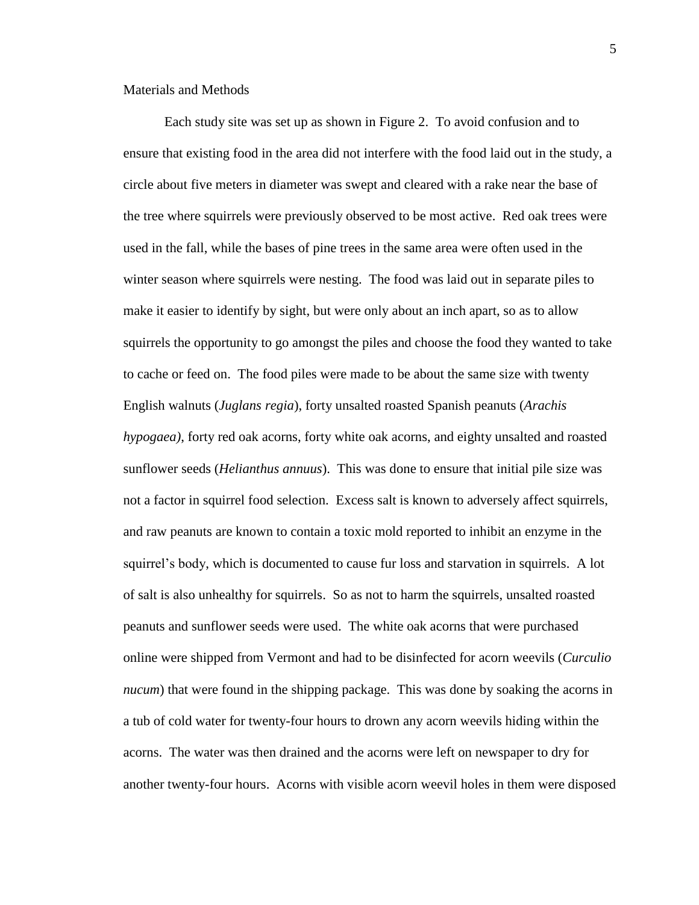## Materials and Methods

Each study site was set up as shown in Figure 2. To avoid confusion and to ensure that existing food in the area did not interfere with the food laid out in the study, a circle about five meters in diameter was swept and cleared with a rake near the base of the tree where squirrels were previously observed to be most active. Red oak trees were used in the fall, while the bases of pine trees in the same area were often used in the winter season where squirrels were nesting. The food was laid out in separate piles to make it easier to identify by sight, but were only about an inch apart, so as to allow squirrels the opportunity to go amongst the piles and choose the food they wanted to take to cache or feed on. The food piles were made to be about the same size with twenty English walnuts (*Juglans regia*), forty unsalted roasted Spanish peanuts (*Arachis hypogaea)*, forty red oak acorns, forty white oak acorns, and eighty unsalted and roasted sunflower seeds (*Helianthus annuus*). This was done to ensure that initial pile size was not a factor in squirrel food selection. Excess salt is known to adversely affect squirrels, and raw peanuts are known to contain a toxic mold reported to inhibit an enzyme in the squirrel's body, which is documented to cause fur loss and starvation in squirrels. A lot of salt is also unhealthy for squirrels. So as not to harm the squirrels, unsalted roasted peanuts and sunflower seeds were used. The white oak acorns that were purchased online were shipped from Vermont and had to be disinfected for acorn weevils (*Curculio nucum*) that were found in the shipping package. This was done by soaking the acorns in a tub of cold water for twenty-four hours to drown any acorn weevils hiding within the acorns. The water was then drained and the acorns were left on newspaper to dry for another twenty-four hours. Acorns with visible acorn weevil holes in them were disposed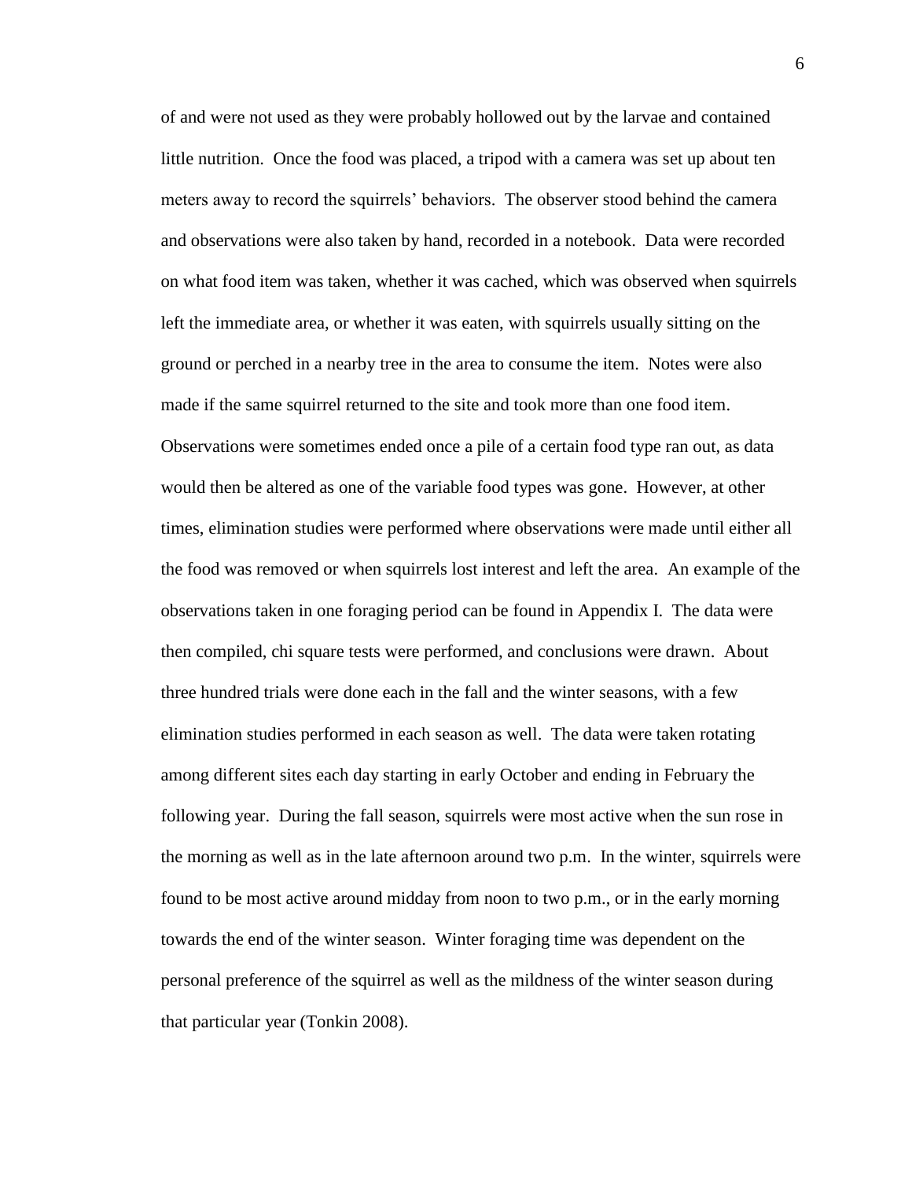of and were not used as they were probably hollowed out by the larvae and contained little nutrition. Once the food was placed, a tripod with a camera was set up about ten meters away to record the squirrels' behaviors. The observer stood behind the camera and observations were also taken by hand, recorded in a notebook. Data were recorded on what food item was taken, whether it was cached, which was observed when squirrels left the immediate area, or whether it was eaten, with squirrels usually sitting on the ground or perched in a nearby tree in the area to consume the item. Notes were also made if the same squirrel returned to the site and took more than one food item. Observations were sometimes ended once a pile of a certain food type ran out, as data would then be altered as one of the variable food types was gone. However, at other times, elimination studies were performed where observations were made until either all the food was removed or when squirrels lost interest and left the area. An example of the observations taken in one foraging period can be found in Appendix I. The data were then compiled, chi square tests were performed, and conclusions were drawn. About three hundred trials were done each in the fall and the winter seasons, with a few elimination studies performed in each season as well. The data were taken rotating among different sites each day starting in early October and ending in February the following year. During the fall season, squirrels were most active when the sun rose in the morning as well as in the late afternoon around two p.m. In the winter, squirrels were found to be most active around midday from noon to two p.m., or in the early morning towards the end of the winter season. Winter foraging time was dependent on the personal preference of the squirrel as well as the mildness of the winter season during that particular year (Tonkin 2008).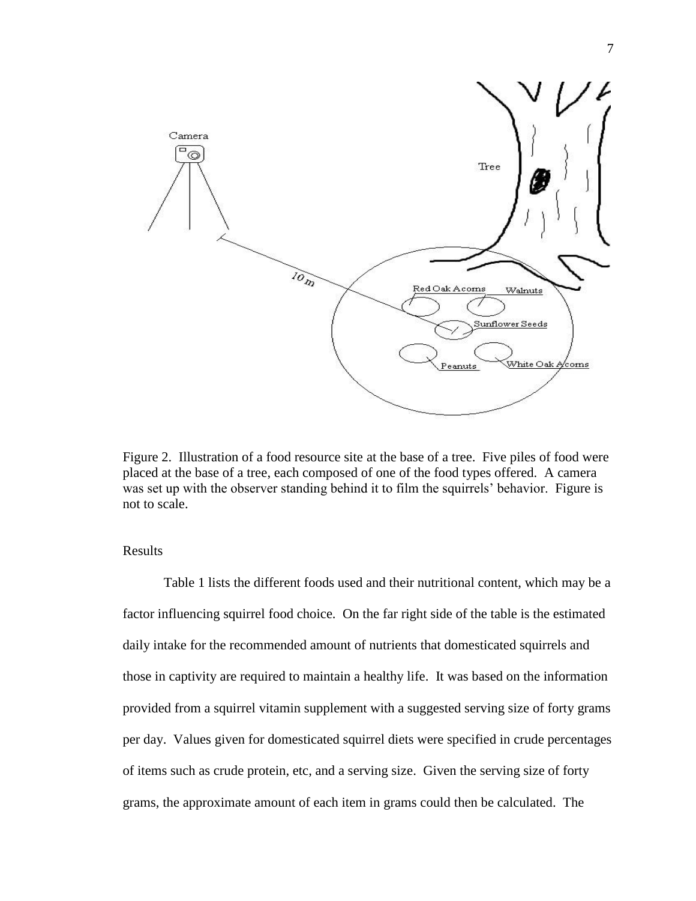Figure 2. Illustration of a food resource site at the base of a tree. Five piles of food were placed at the base of a tree, each composed of one of the food types offered. A camera was set up with the observer standing behind it to film the squirrels' behavior. Figure is not to scale.

## Results

Table 1 lists the different foods used and their nutritional content, which may be a factor influencing squirrel food choice. On the far right side of the table is the estimated daily intake for the recommended amount of nutrients that domesticated squirrels and those in captivity are required to maintain a healthy life. It was based on the information provided from a squirrel vitamin supplement with a suggested serving size of forty grams per day. Values given for domesticated squirrel diets were specified in crude percentages of items such as crude protein, etc, and a serving size. Given the serving size of forty grams, the approximate amount of each item in grams could then be calculated. The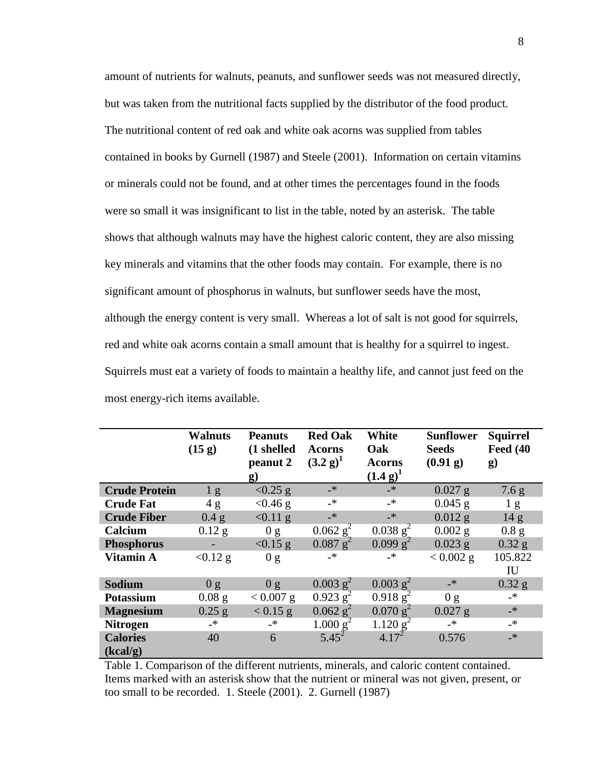amount of nutrients for walnuts, peanuts, and sunflower seeds was not measured directly, but was taken from the nutritional facts supplied by the distributor of the food product. The nutritional content of red oak and white oak acorns was supplied from tables contained in books by Gurnell (1987) and Steele (2001). Information on certain vitamins or minerals could not be found, and at other times the percentages found in the foods were so small it was insignificant to list in the table, noted by an asterisk. The table shows that although walnuts may have the highest caloric content, they are also missing key minerals and vitamins that the other foods may contain. For example, there is no significant amount of phosphorus in walnuts, but sunflower seeds have the most, although the energy content is very small. Whereas a lot of salt is not good for squirrels, red and white oak acorns contain a small amount that is healthy for a squirrel to ingest. Squirrels must eat a variety of foods to maintain a healthy life, and cannot just feed on the most energy-rich items available.

| | **Walnuts (15 g)** | **Peanuts (1 shelled peanut 2 g)** | **Red Oak Acorns (3.2 g)[1]** | **White Oak Acorns (1.4 g)[1]** | **Sunflower Seeds (0.91 g)** | **Squirrel Feed (40 g)** |
|---|---|---|---|---|---|---|
| **Crude Protein** | 1 g | <0.25 g | -* | -* | 0.027 g | 7.6 g |
| **Crude Fat** | 4 g | <0.46 g | -* | -* | 0.045 g | 1 g |
| **Crude Fiber** | 0.4 g | <0.11 g | -* | -* | 0.012 g | 14 g |
| **Calcium** | 0.12 g | 0 g | 0.062 g[2] | 0.038 g[2] | 0.002 g | 0.8 g |
| **Phosphorus** | - | <0.15 g | 0.087 g[2] | 0.099 g[2] | 0.023 g | 0.32 g |
| **Vitamin A** | <0.12 g | 0 g | -* | -* | < 0.002 g | 105.822 IU |
| **Sodium** | 0 g | 0 g | 0.003 g[2] | 0.003 g[2] | -* | 0.32 g |
| **Potassium** | 0.08 g | < 0.007 g | 0.923 g[2] | 0.918 g[2] | 0 g | -* |
| **Magnesium** | 0.25 g | < 0.15 g | 0.062 g[2] | 0.070 g[2] | 0.027 g | -* |
| **Nitrogen** | -* | -* | 1.000 g[2] | 1.120 g[2] | -* | -* |
| **Calories (kcal/g)** | 40 | 6 | 5.45[2] | 4.17[2] | 0.576 | -* |

Table 1. Comparison of the different nutrients, minerals, and caloric content contained. Items marked with an asterisk show that the nutrient or mineral was not given, present, or too small to be recorded. 1. Steele (2001). 2. Gurnell (1987)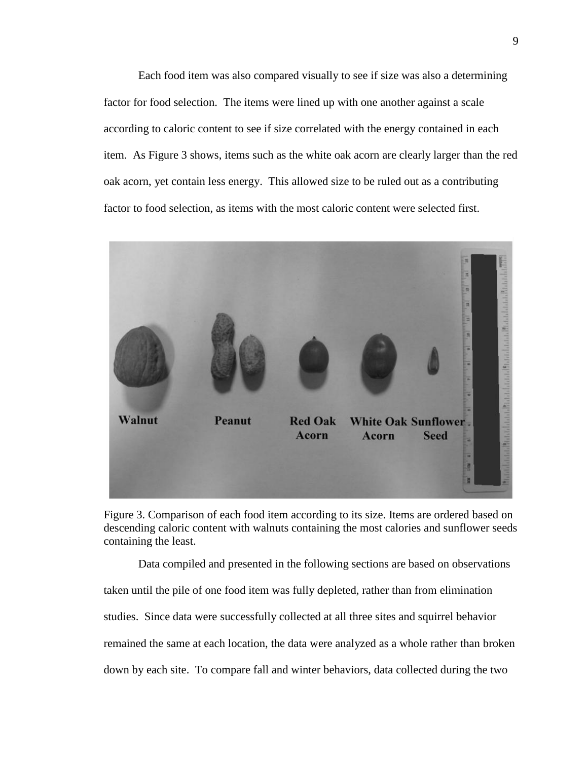Each food item was also compared visually to see if size was also a determining factor for food selection. The items were lined up with one another against a scale according to caloric content to see if size correlated with the energy contained in each item. As Figure 3 shows, items such as the white oak acorn are clearly larger than the red oak acorn, yet contain less energy. This allowed size to be ruled out as a contributing factor to food selection, as items with the most caloric content were selected first.

Figure 3. Comparison of each food item according to its size. Items are ordered based on descending caloric content with walnuts containing the most calories and sunflower seeds containing the least.

Data compiled and presented in the following sections are based on observations taken until the pile of one food item was fully depleted, rather than from elimination studies. Since data were successfully collected at all three sites and squirrel behavior remained the same at each location, the data were analyzed as a whole rather than broken down by each site. To compare fall and winter behaviors, data collected during the two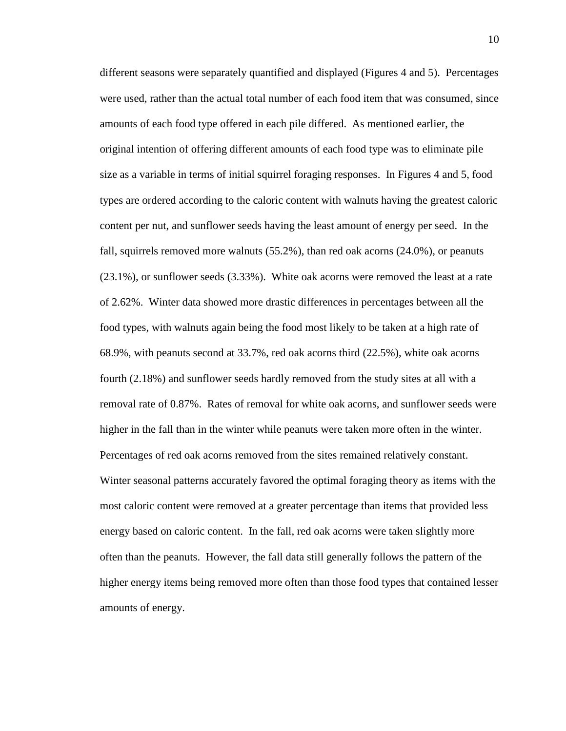different seasons were separately quantified and displayed (Figures 4 and 5). Percentages were used, rather than the actual total number of each food item that was consumed, since amounts of each food type offered in each pile differed. As mentioned earlier, the original intention of offering different amounts of each food type was to eliminate pile size as a variable in terms of initial squirrel foraging responses. In Figures 4 and 5, food types are ordered according to the caloric content with walnuts having the greatest caloric content per nut, and sunflower seeds having the least amount of energy per seed. In the fall, squirrels removed more walnuts (55.2%), than red oak acorns (24.0%), or peanuts (23.1%), or sunflower seeds (3.33%). White oak acorns were removed the least at a rate of 2.62%. Winter data showed more drastic differences in percentages between all the food types, with walnuts again being the food most likely to be taken at a high rate of 68.9%, with peanuts second at 33.7%, red oak acorns third (22.5%), white oak acorns fourth (2.18%) and sunflower seeds hardly removed from the study sites at all with a removal rate of 0.87%. Rates of removal for white oak acorns, and sunflower seeds were higher in the fall than in the winter while peanuts were taken more often in the winter. Percentages of red oak acorns removed from the sites remained relatively constant. Winter seasonal patterns accurately favored the optimal foraging theory as items with the most caloric content were removed at a greater percentage than items that provided less energy based on caloric content. In the fall, red oak acorns were taken slightly more often than the peanuts. However, the fall data still generally follows the pattern of the higher energy items being removed more often than those food types that contained lesser amounts of energy.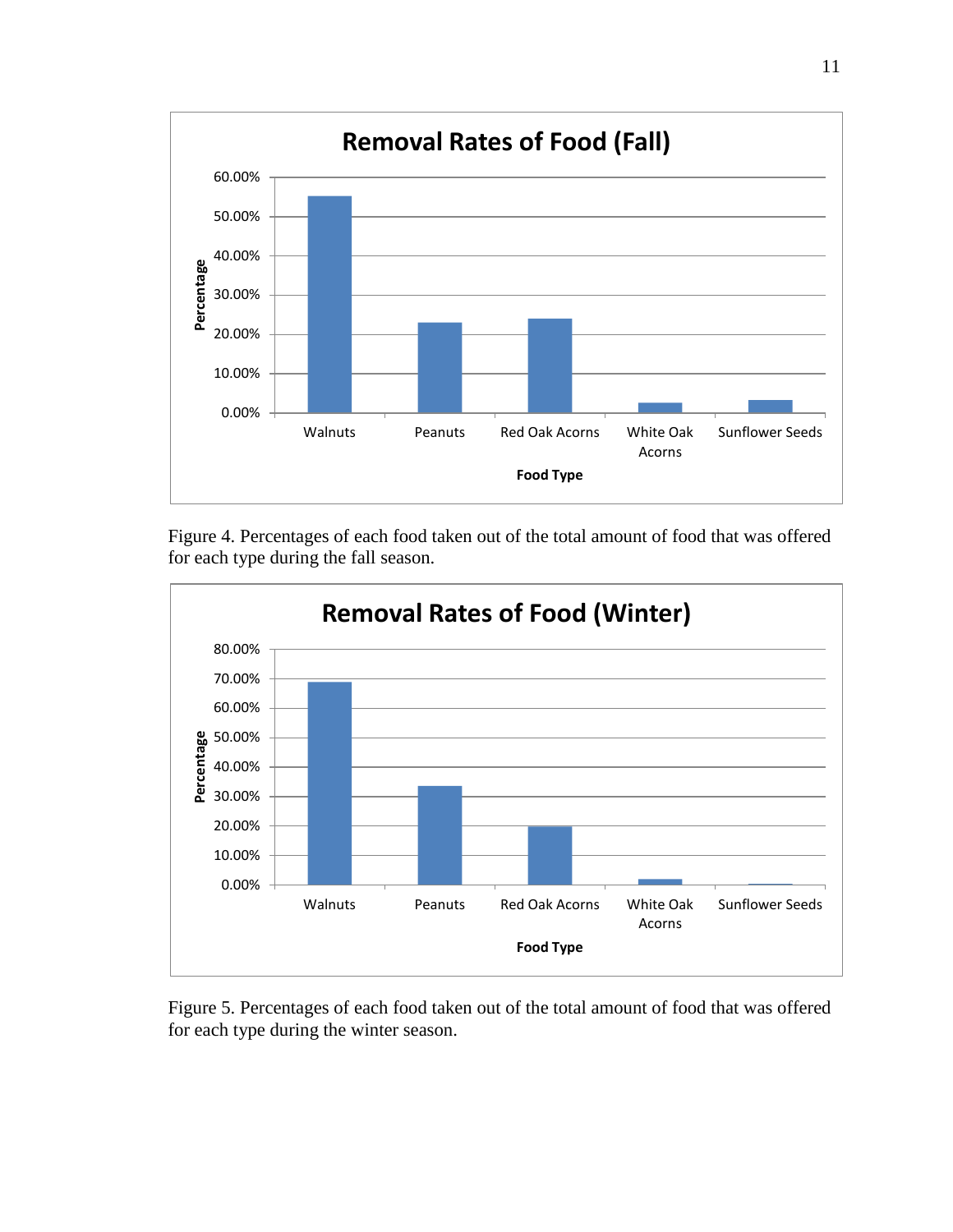Figure 4. Percentages of each food taken out of the total amount of food that was offered for each type during the fall season.

Figure 5. Percentages of each food taken out of the total amount of food that was offered for each type during the winter season.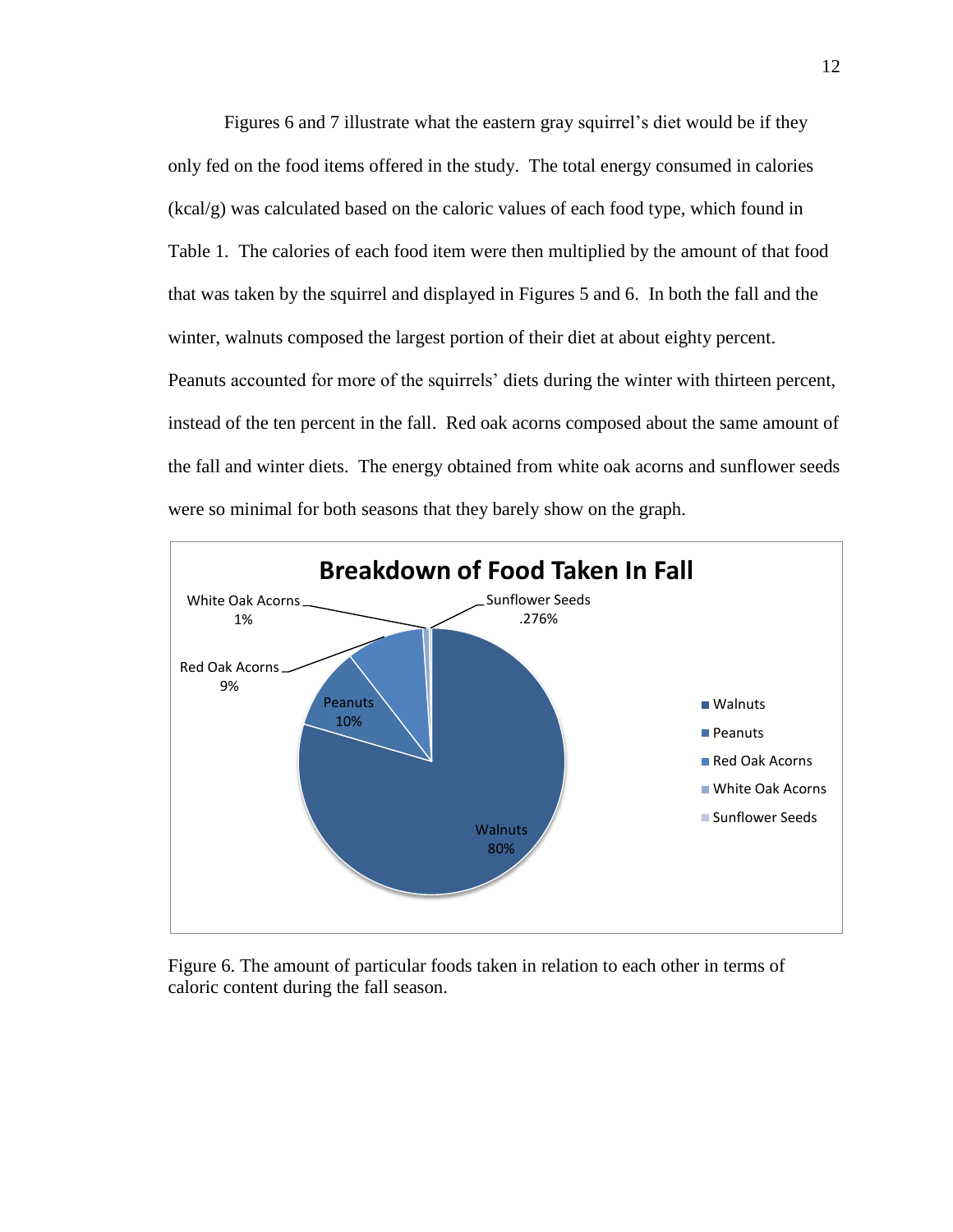Figures 6 and 7 illustrate what the eastern gray squirrel's diet would be if they only fed on the food items offered in the study. The total energy consumed in calories (kcal/g) was calculated based on the caloric values of each food type, which found in Table 1. The calories of each food item were then multiplied by the amount of that food that was taken by the squirrel and displayed in Figures 5 and 6. In both the fall and the winter, walnuts composed the largest portion of their diet at about eighty percent. Peanuts accounted for more of the squirrels' diets during the winter with thirteen percent, instead of the ten percent in the fall. Red oak acorns composed about the same amount of the fall and winter diets. The energy obtained from white oak acorns and sunflower seeds were so minimal for both seasons that they barely show on the graph.

**Breakdown of Food Taken In Fall**

| Food | Percent |
|---|---|
| Walnuts | 80% |
| Peanuts | 10% |
| Red Oak Acorns | 9% |
| White Oak Acorns | 1% |
| Sunflower Seeds | .276% |

Figure 6. The amount of particular foods taken in relation to each other in terms of caloric content during the fall season.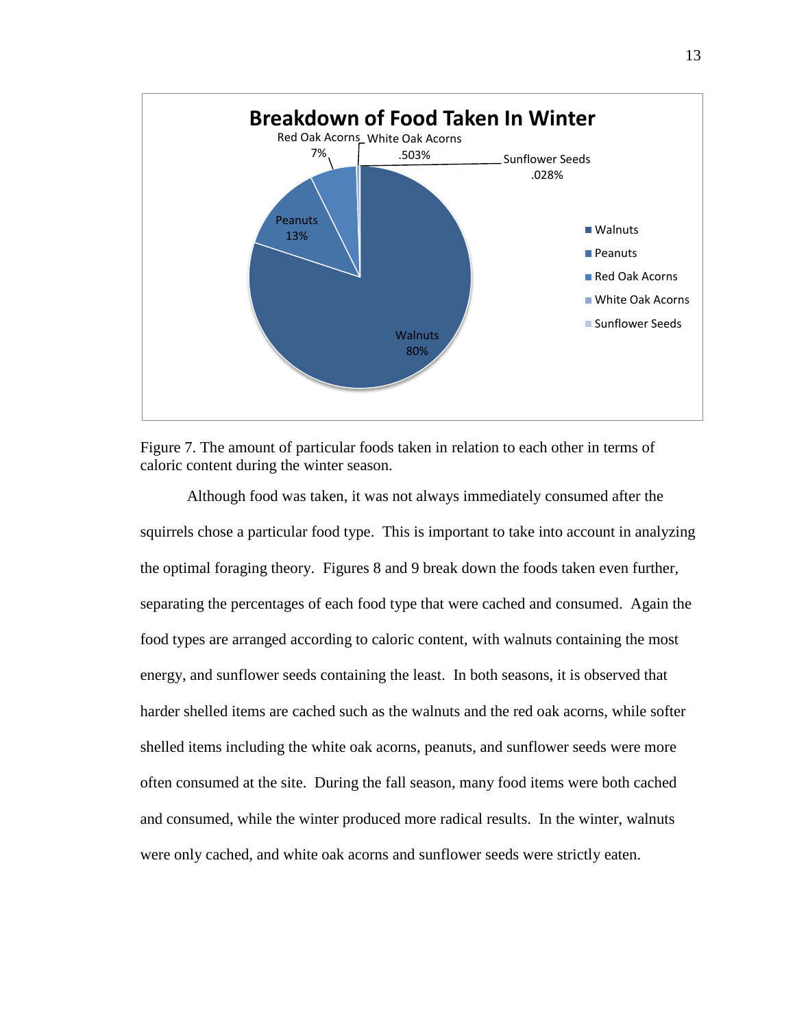Figure 7. The amount of particular foods taken in relation to each other in terms of caloric content during the winter season.

Although food was taken, it was not always immediately consumed after the squirrels chose a particular food type. This is important to take into account in analyzing the optimal foraging theory. Figures 8 and 9 break down the foods taken even further, separating the percentages of each food type that were cached and consumed. Again the food types are arranged according to caloric content, with walnuts containing the most energy, and sunflower seeds containing the least. In both seasons, it is observed that harder shelled items are cached such as the walnuts and the red oak acorns, while softer shelled items including the white oak acorns, peanuts, and sunflower seeds were more often consumed at the site. During the fall season, many food items were both cached and consumed, while the winter produced more radical results. In the winter, walnuts were only cached, and white oak acorns and sunflower seeds were strictly eaten.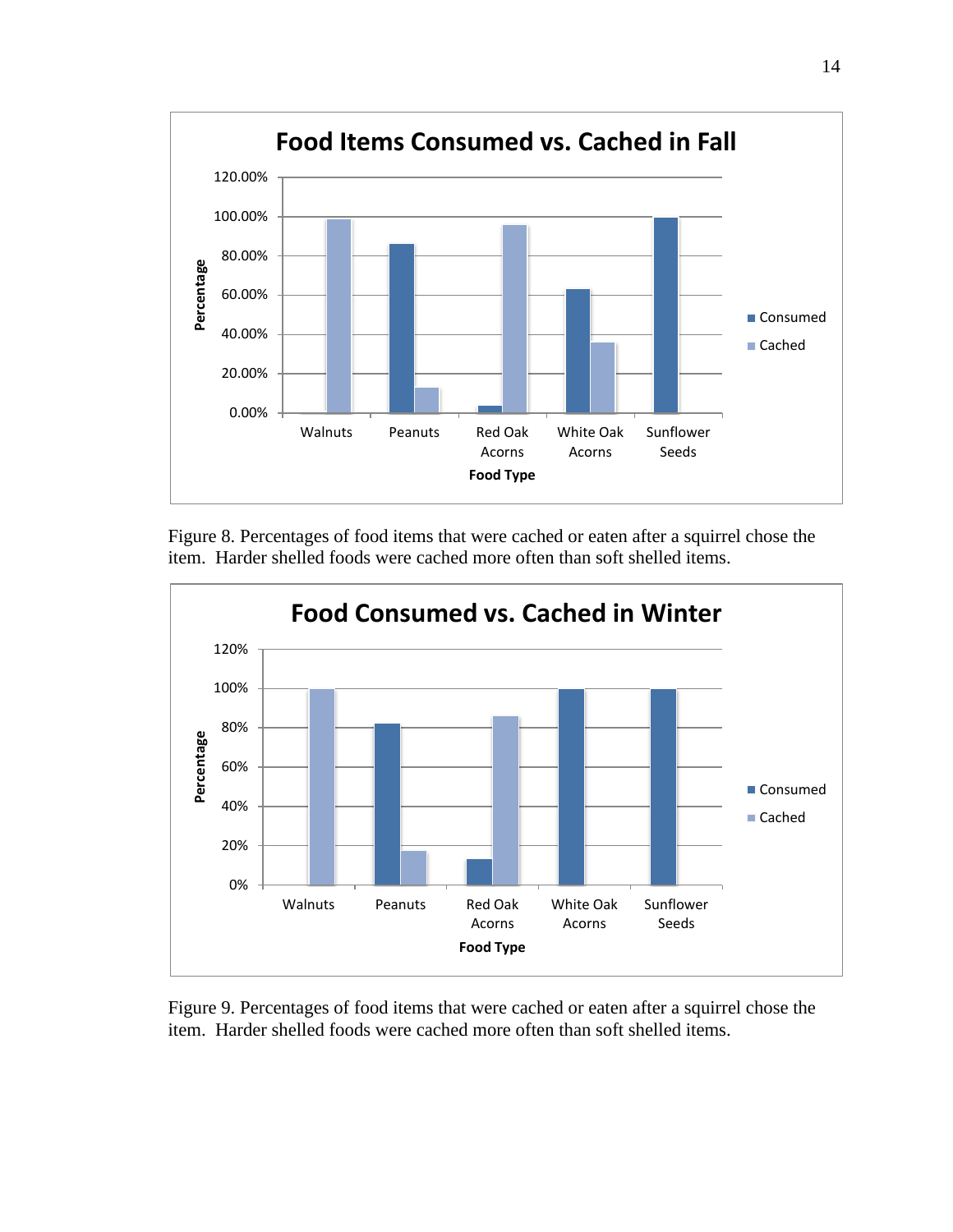Figure 8. Percentages of food items that were cached or eaten after a squirrel chose the item. Harder shelled foods were cached more often than soft shelled items.

Figure 9. Percentages of food items that were cached or eaten after a squirrel chose the item. Harder shelled foods were cached more often than soft shelled items.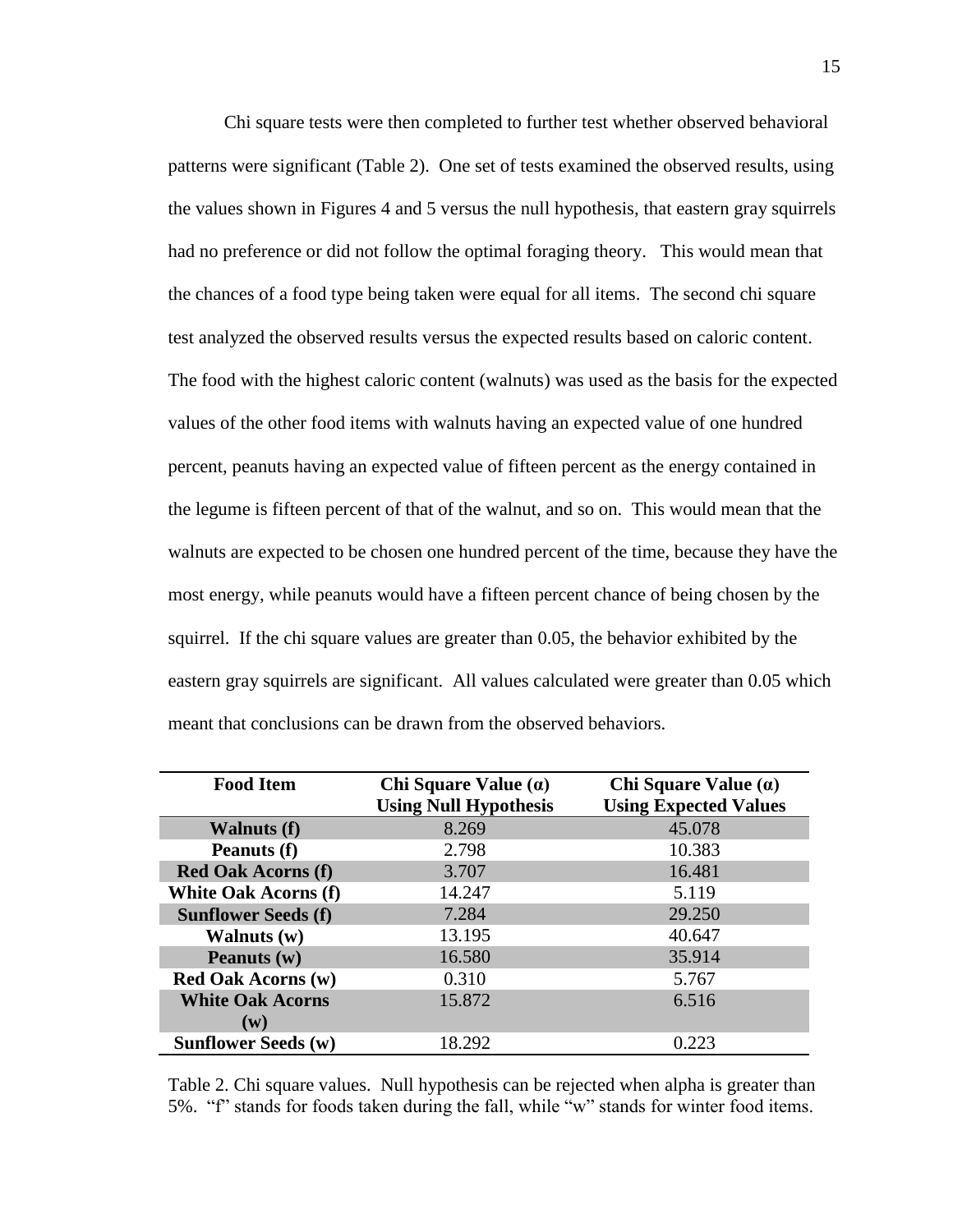Chi square tests were then completed to further test whether observed behavioral patterns were significant (Table 2). One set of tests examined the observed results, using the values shown in Figures 4 and 5 versus the null hypothesis, that eastern gray squirrels had no preference or did not follow the optimal foraging theory. This would mean that the chances of a food type being taken were equal for all items. The second chi square test analyzed the observed results versus the expected results based on caloric content. The food with the highest caloric content (walnuts) was used as the basis for the expected values of the other food items with walnuts having an expected value of one hundred percent, peanuts having an expected value of fifteen percent as the energy contained in the legume is fifteen percent of that of the walnut, and so on. This would mean that the walnuts are expected to be chosen one hundred percent of the time, because they have the most energy, while peanuts would have a fifteen percent chance of being chosen by the squirrel. If the chi square values are greater than 0.05, the behavior exhibited by the eastern gray squirrels are significant. All values calculated were greater than 0.05 which meant that conclusions can be drawn from the observed behaviors.

| Food Item | Chi Square Value (α) Using Null Hypothesis | Chi Square Value (α) Using Expected Values |
|---|---|---|
| **Walnuts (f)** | 8.269 | 45.078 |
| **Peanuts (f)** | 2.798 | 10.383 |
| **Red Oak Acorns (f)** | 3.707 | 16.481 |
| **White Oak Acorns (f)** | 14.247 | 5.119 |
| **Sunflower Seeds (f)** | 7.284 | 29.250 |
| **Walnuts (w)** | 13.195 | 40.647 |
| **Peanuts (w)** | 16.580 | 35.914 |
| **Red Oak Acorns (w)** | 0.310 | 5.767 |
| **White Oak Acorns (w)** | 15.872 | 6.516 |
| **Sunflower Seeds (w)** | 18.292 | 0.223 |

Table 2. Chi square values. Null hypothesis can be rejected when alpha is greater than 5%. "f" stands for foods taken during the fall, while "w" stands for winter food items.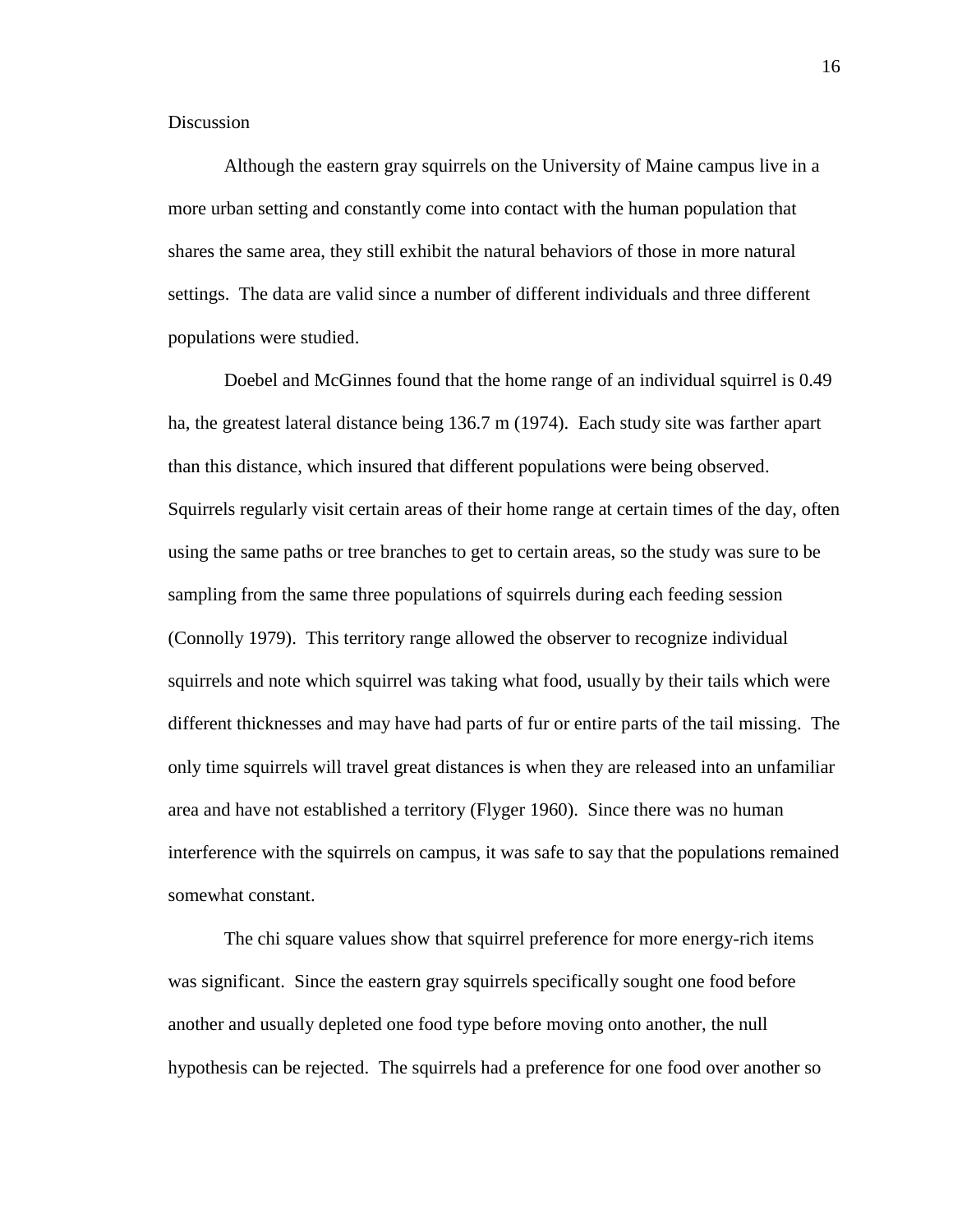## Discussion

Although the eastern gray squirrels on the University of Maine campus live in a more urban setting and constantly come into contact with the human population that shares the same area, they still exhibit the natural behaviors of those in more natural settings. The data are valid since a number of different individuals and three different populations were studied.

Doebel and McGinnes found that the home range of an individual squirrel is 0.49 ha, the greatest lateral distance being 136.7 m (1974). Each study site was farther apart than this distance, which insured that different populations were being observed. Squirrels regularly visit certain areas of their home range at certain times of the day, often using the same paths or tree branches to get to certain areas, so the study was sure to be sampling from the same three populations of squirrels during each feeding session (Connolly 1979). This territory range allowed the observer to recognize individual squirrels and note which squirrel was taking what food, usually by their tails which were different thicknesses and may have had parts of fur or entire parts of the tail missing. The only time squirrels will travel great distances is when they are released into an unfamiliar area and have not established a territory (Flyger 1960). Since there was no human interference with the squirrels on campus, it was safe to say that the populations remained somewhat constant.

The chi square values show that squirrel preference for more energy-rich items was significant. Since the eastern gray squirrels specifically sought one food before another and usually depleted one food type before moving onto another, the null hypothesis can be rejected. The squirrels had a preference for one food over another so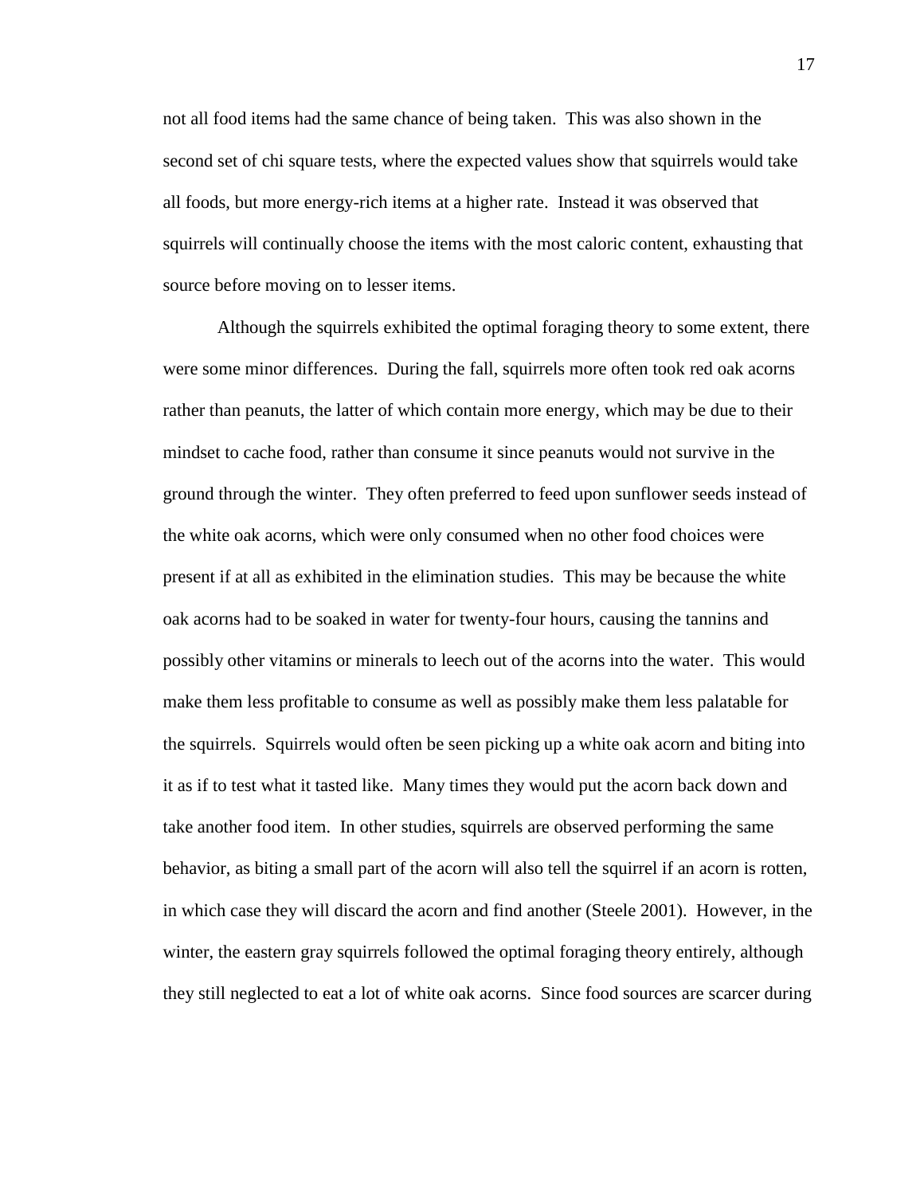not all food items had the same chance of being taken. This was also shown in the second set of chi square tests, where the expected values show that squirrels would take all foods, but more energy-rich items at a higher rate. Instead it was observed that squirrels will continually choose the items with the most caloric content, exhausting that source before moving on to lesser items.

Although the squirrels exhibited the optimal foraging theory to some extent, there were some minor differences. During the fall, squirrels more often took red oak acorns rather than peanuts, the latter of which contain more energy, which may be due to their mindset to cache food, rather than consume it since peanuts would not survive in the ground through the winter. They often preferred to feed upon sunflower seeds instead of the white oak acorns, which were only consumed when no other food choices were present if at all as exhibited in the elimination studies. This may be because the white oak acorns had to be soaked in water for twenty-four hours, causing the tannins and possibly other vitamins or minerals to leech out of the acorns into the water. This would make them less profitable to consume as well as possibly make them less palatable for the squirrels. Squirrels would often be seen picking up a white oak acorn and biting into it as if to test what it tasted like. Many times they would put the acorn back down and take another food item. In other studies, squirrels are observed performing the same behavior, as biting a small part of the acorn will also tell the squirrel if an acorn is rotten, in which case they will discard the acorn and find another (Steele 2001). However, in the winter, the eastern gray squirrels followed the optimal foraging theory entirely, although they still neglected to eat a lot of white oak acorns. Since food sources are scarcer during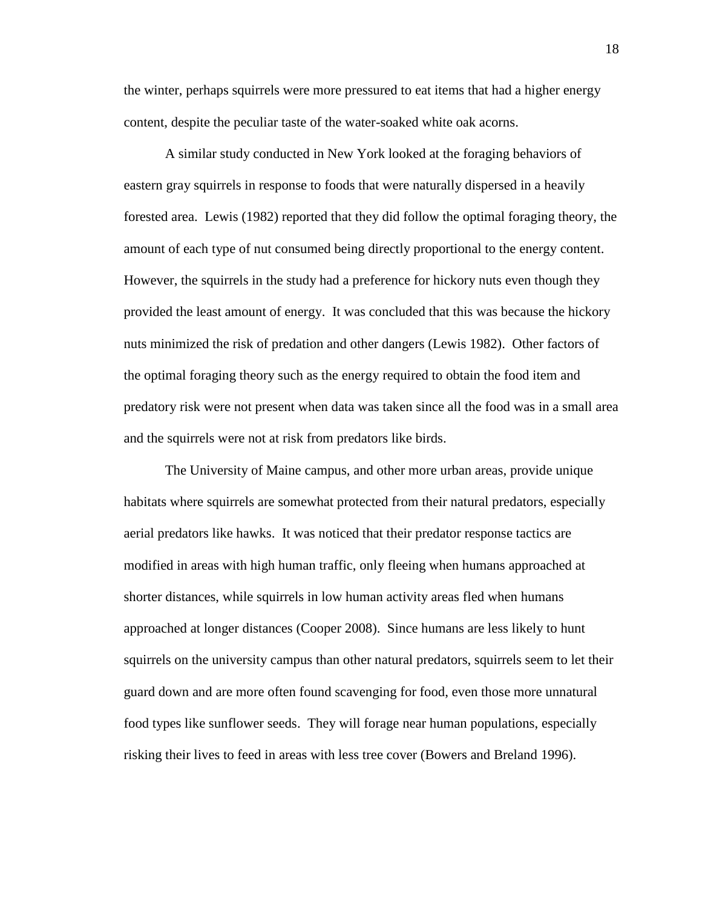the winter, perhaps squirrels were more pressured to eat items that had a higher energy content, despite the peculiar taste of the water-soaked white oak acorns.

A similar study conducted in New York looked at the foraging behaviors of eastern gray squirrels in response to foods that were naturally dispersed in a heavily forested area. Lewis (1982) reported that they did follow the optimal foraging theory, the amount of each type of nut consumed being directly proportional to the energy content. However, the squirrels in the study had a preference for hickory nuts even though they provided the least amount of energy. It was concluded that this was because the hickory nuts minimized the risk of predation and other dangers (Lewis 1982). Other factors of the optimal foraging theory such as the energy required to obtain the food item and predatory risk were not present when data was taken since all the food was in a small area and the squirrels were not at risk from predators like birds.

The University of Maine campus, and other more urban areas, provide unique habitats where squirrels are somewhat protected from their natural predators, especially aerial predators like hawks. It was noticed that their predator response tactics are modified in areas with high human traffic, only fleeing when humans approached at shorter distances, while squirrels in low human activity areas fled when humans approached at longer distances (Cooper 2008). Since humans are less likely to hunt squirrels on the university campus than other natural predators, squirrels seem to let their guard down and are more often found scavenging for food, even those more unnatural food types like sunflower seeds. They will forage near human populations, especially risking their lives to feed in areas with less tree cover (Bowers and Breland 1996).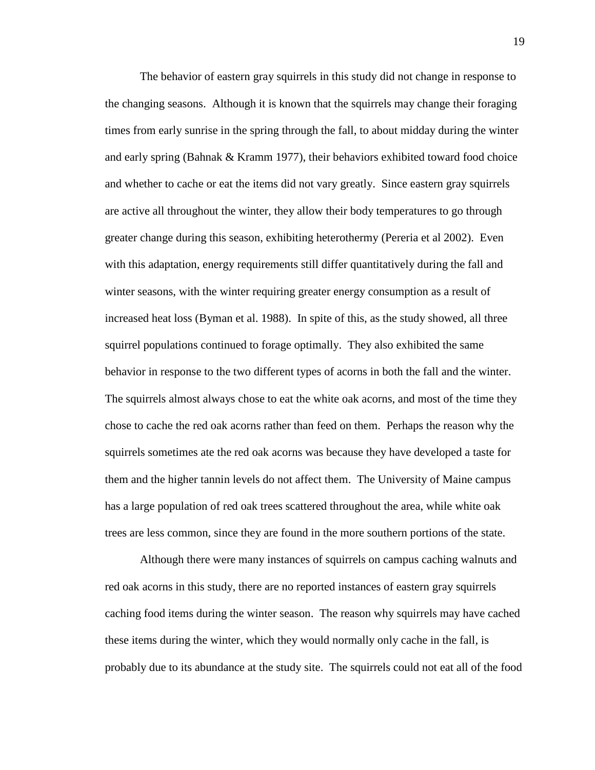The behavior of eastern gray squirrels in this study did not change in response to the changing seasons. Although it is known that the squirrels may change their foraging times from early sunrise in the spring through the fall, to about midday during the winter and early spring (Bahnak & Kramm 1977), their behaviors exhibited toward food choice and whether to cache or eat the items did not vary greatly. Since eastern gray squirrels are active all throughout the winter, they allow their body temperatures to go through greater change during this season, exhibiting heterothermy (Pereria et al 2002). Even with this adaptation, energy requirements still differ quantitatively during the fall and winter seasons, with the winter requiring greater energy consumption as a result of increased heat loss (Byman et al. 1988). In spite of this, as the study showed, all three squirrel populations continued to forage optimally. They also exhibited the same behavior in response to the two different types of acorns in both the fall and the winter. The squirrels almost always chose to eat the white oak acorns, and most of the time they chose to cache the red oak acorns rather than feed on them. Perhaps the reason why the squirrels sometimes ate the red oak acorns was because they have developed a taste for them and the higher tannin levels do not affect them. The University of Maine campus has a large population of red oak trees scattered throughout the area, while white oak trees are less common, since they are found in the more southern portions of the state.

Although there were many instances of squirrels on campus caching walnuts and red oak acorns in this study, there are no reported instances of eastern gray squirrels caching food items during the winter season. The reason why squirrels may have cached these items during the winter, which they would normally only cache in the fall, is probably due to its abundance at the study site. The squirrels could not eat all of the food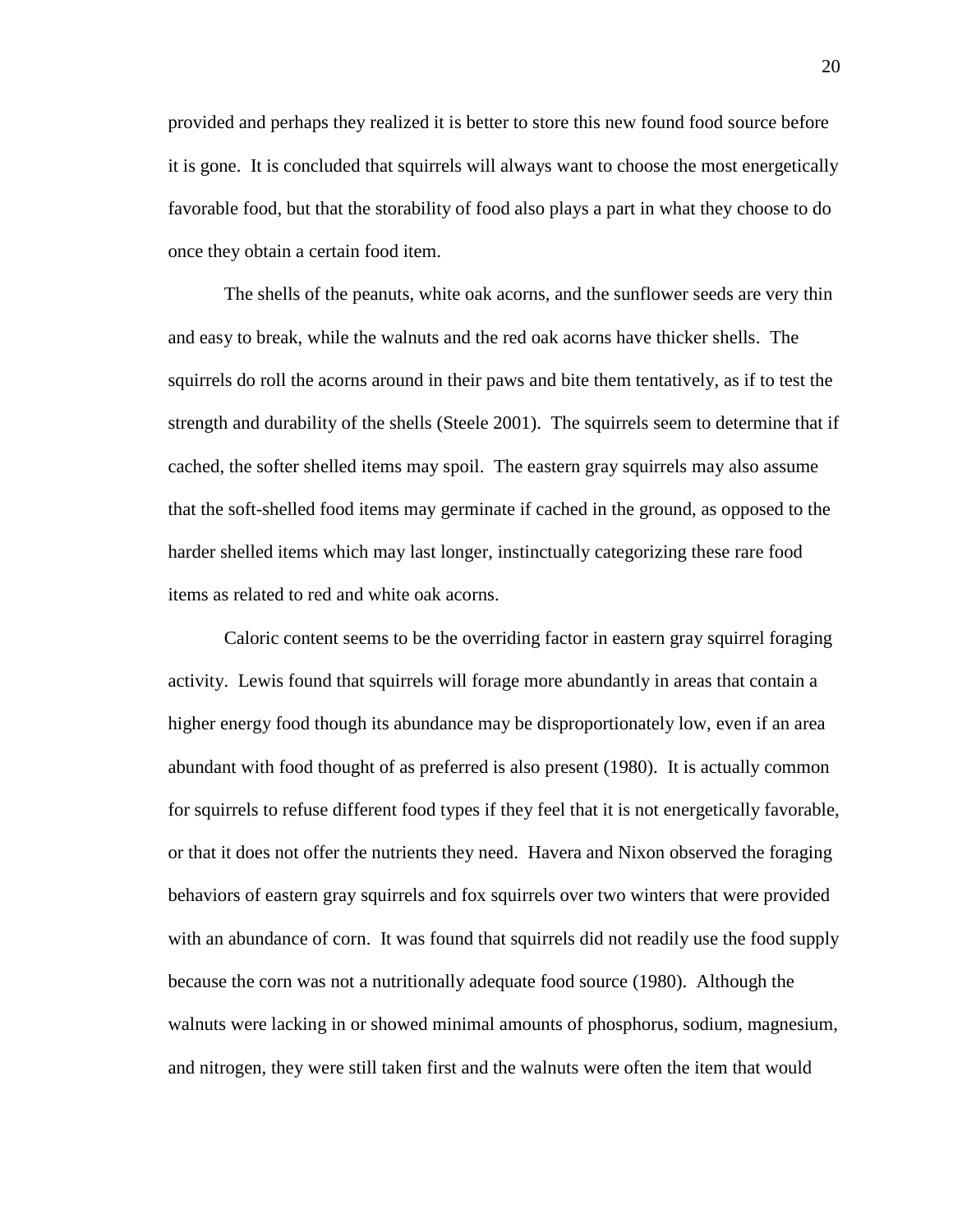provided and perhaps they realized it is better to store this new found food source before it is gone. It is concluded that squirrels will always want to choose the most energetically favorable food, but that the storability of food also plays a part in what they choose to do once they obtain a certain food item.

The shells of the peanuts, white oak acorns, and the sunflower seeds are very thin and easy to break, while the walnuts and the red oak acorns have thicker shells. The squirrels do roll the acorns around in their paws and bite them tentatively, as if to test the strength and durability of the shells (Steele 2001). The squirrels seem to determine that if cached, the softer shelled items may spoil. The eastern gray squirrels may also assume that the soft-shelled food items may germinate if cached in the ground, as opposed to the harder shelled items which may last longer, instinctually categorizing these rare food items as related to red and white oak acorns.

Caloric content seems to be the overriding factor in eastern gray squirrel foraging activity. Lewis found that squirrels will forage more abundantly in areas that contain a higher energy food though its abundance may be disproportionately low, even if an area abundant with food thought of as preferred is also present (1980). It is actually common for squirrels to refuse different food types if they feel that it is not energetically favorable, or that it does not offer the nutrients they need. Havera and Nixon observed the foraging behaviors of eastern gray squirrels and fox squirrels over two winters that were provided with an abundance of corn. It was found that squirrels did not readily use the food supply because the corn was not a nutritionally adequate food source (1980). Although the walnuts were lacking in or showed minimal amounts of phosphorus, sodium, magnesium, and nitrogen, they were still taken first and the walnuts were often the item that would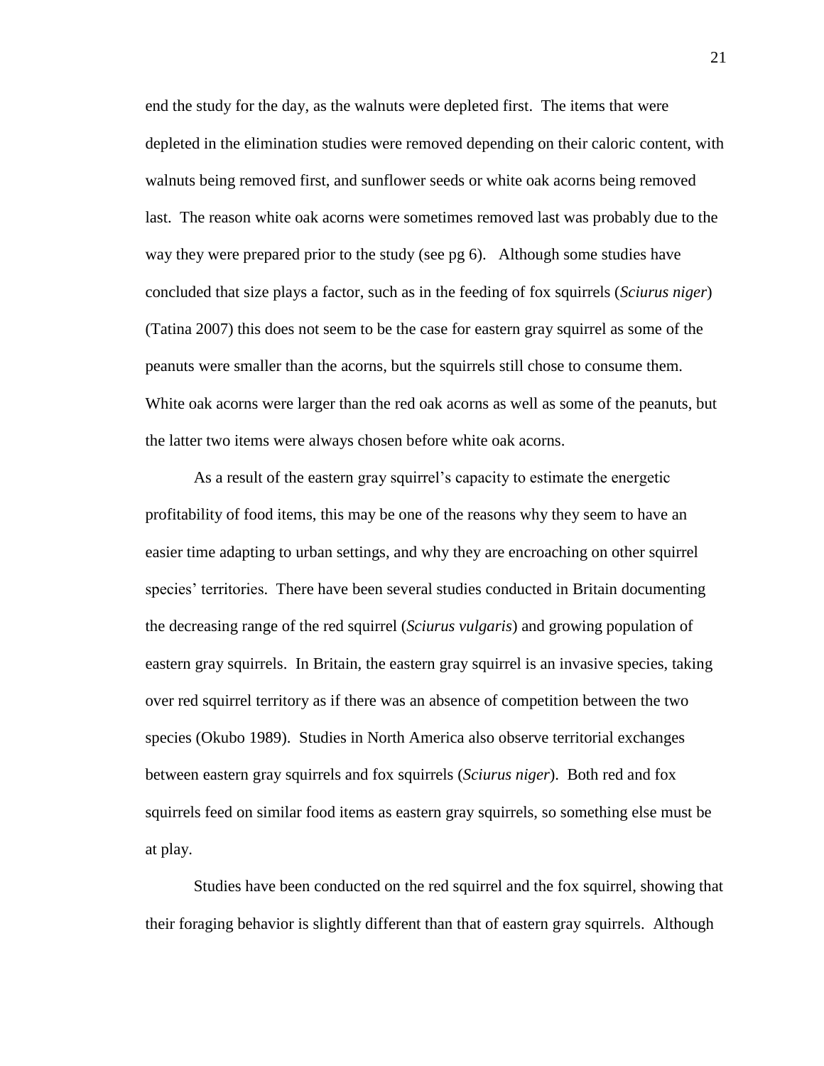end the study for the day, as the walnuts were depleted first. The items that were depleted in the elimination studies were removed depending on their caloric content, with walnuts being removed first, and sunflower seeds or white oak acorns being removed last. The reason white oak acorns were sometimes removed last was probably due to the way they were prepared prior to the study (see pg 6). Although some studies have concluded that size plays a factor, such as in the feeding of fox squirrels (*Sciurus niger*) (Tatina 2007) this does not seem to be the case for eastern gray squirrel as some of the peanuts were smaller than the acorns, but the squirrels still chose to consume them. White oak acorns were larger than the red oak acorns as well as some of the peanuts, but the latter two items were always chosen before white oak acorns.

As a result of the eastern gray squirrel's capacity to estimate the energetic profitability of food items, this may be one of the reasons why they seem to have an easier time adapting to urban settings, and why they are encroaching on other squirrel species' territories. There have been several studies conducted in Britain documenting the decreasing range of the red squirrel (*Sciurus vulgaris*) and growing population of eastern gray squirrels. In Britain, the eastern gray squirrel is an invasive species, taking over red squirrel territory as if there was an absence of competition between the two species (Okubo 1989). Studies in North America also observe territorial exchanges between eastern gray squirrels and fox squirrels (*Sciurus niger*). Both red and fox squirrels feed on similar food items as eastern gray squirrels, so something else must be at play.

Studies have been conducted on the red squirrel and the fox squirrel, showing that their foraging behavior is slightly different than that of eastern gray squirrels. Although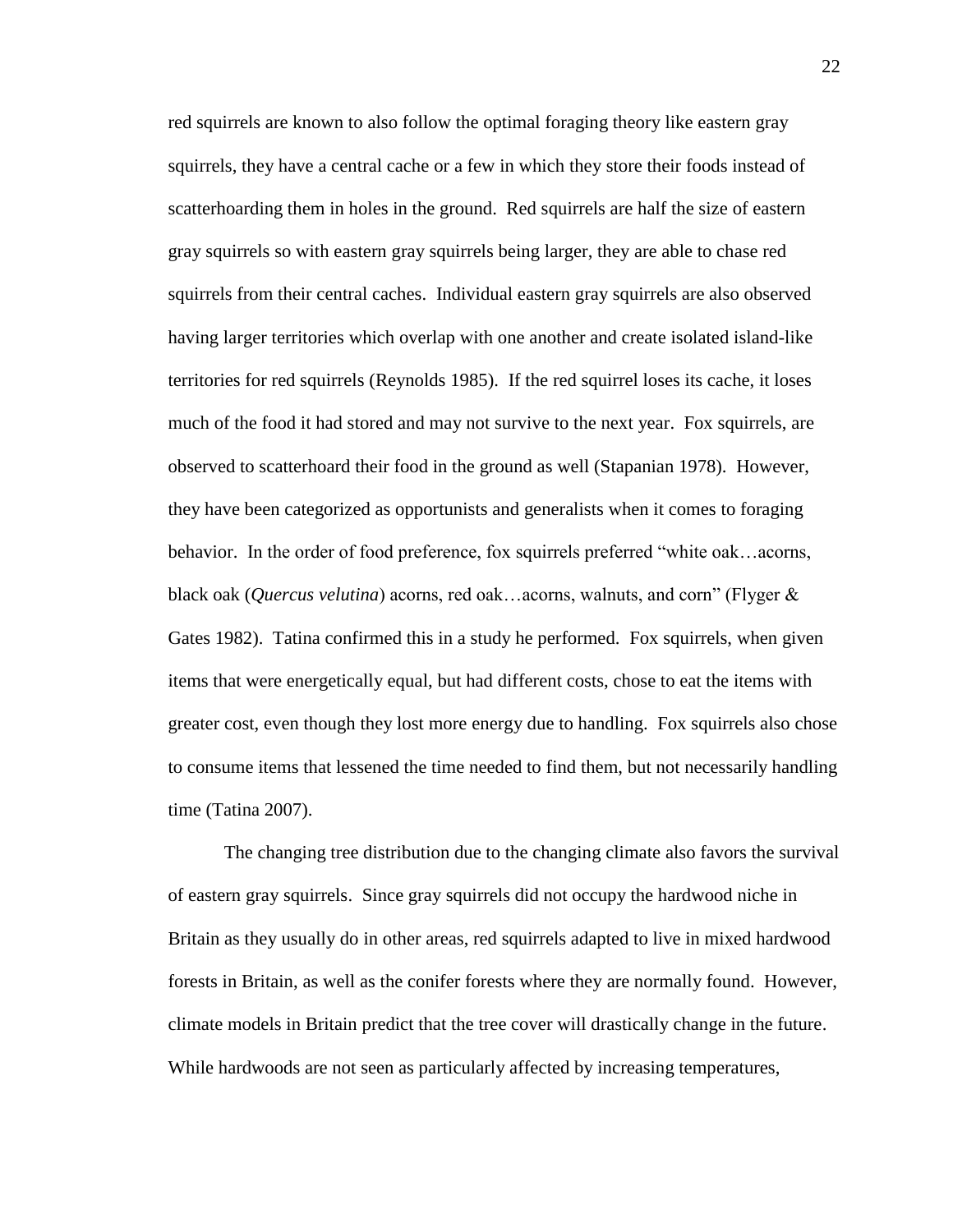red squirrels are known to also follow the optimal foraging theory like eastern gray squirrels, they have a central cache or a few in which they store their foods instead of scatterhoarding them in holes in the ground. Red squirrels are half the size of eastern gray squirrels so with eastern gray squirrels being larger, they are able to chase red squirrels from their central caches. Individual eastern gray squirrels are also observed having larger territories which overlap with one another and create isolated island-like territories for red squirrels (Reynolds 1985). If the red squirrel loses its cache, it loses much of the food it had stored and may not survive to the next year. Fox squirrels, are observed to scatterhoard their food in the ground as well (Stapanian 1978). However, they have been categorized as opportunists and generalists when it comes to foraging behavior. In the order of food preference, fox squirrels preferred "white oak…acorns, black oak (*Quercus velutina*) acorns, red oak…acorns, walnuts, and corn" (Flyger & Gates 1982). Tatina confirmed this in a study he performed. Fox squirrels, when given items that were energetically equal, but had different costs, chose to eat the items with greater cost, even though they lost more energy due to handling. Fox squirrels also chose to consume items that lessened the time needed to find them, but not necessarily handling time (Tatina 2007).

The changing tree distribution due to the changing climate also favors the survival of eastern gray squirrels. Since gray squirrels did not occupy the hardwood niche in Britain as they usually do in other areas, red squirrels adapted to live in mixed hardwood forests in Britain, as well as the conifer forests where they are normally found. However, climate models in Britain predict that the tree cover will drastically change in the future. While hardwoods are not seen as particularly affected by increasing temperatures,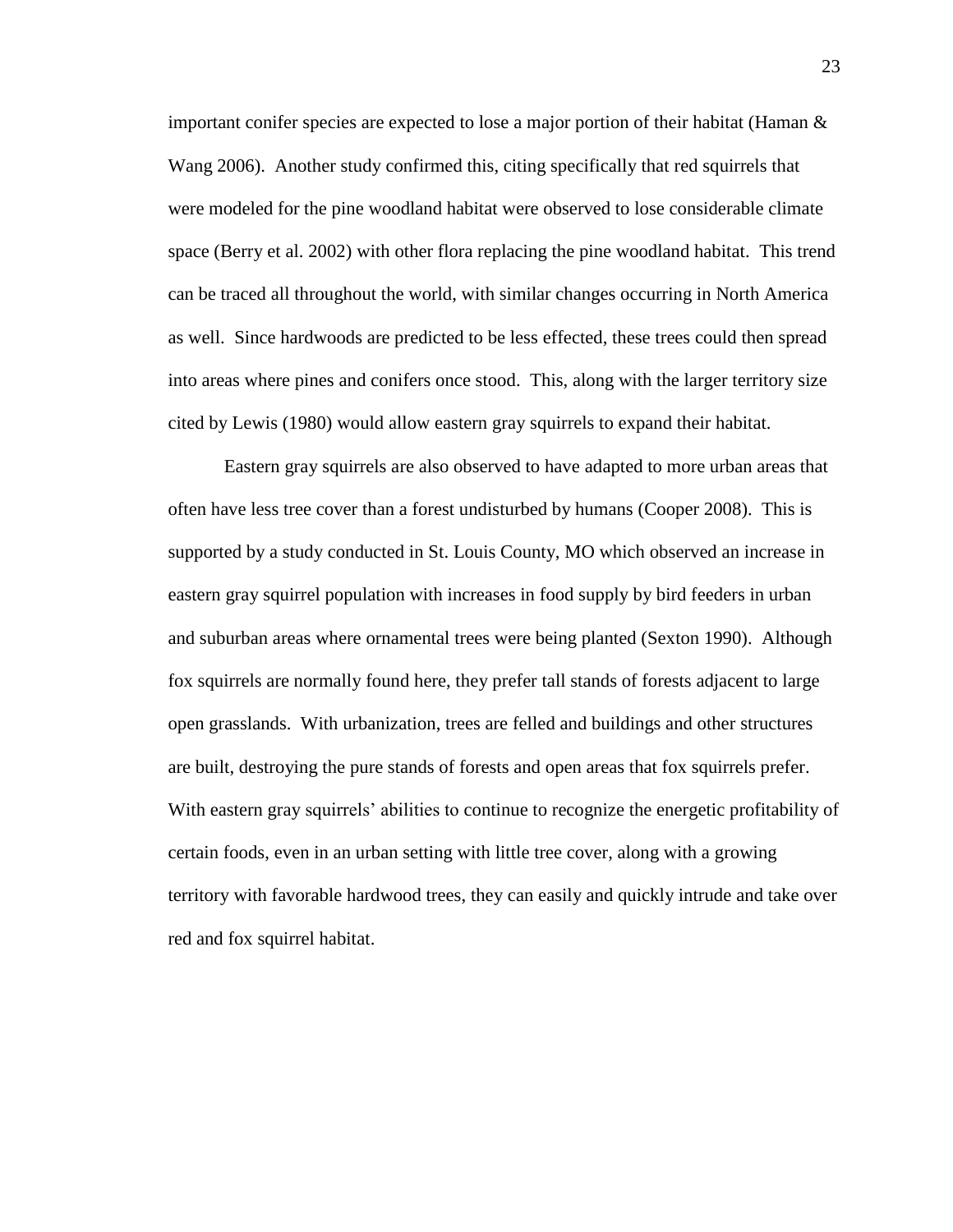important conifer species are expected to lose a major portion of their habitat (Haman & Wang 2006). Another study confirmed this, citing specifically that red squirrels that were modeled for the pine woodland habitat were observed to lose considerable climate space (Berry et al. 2002) with other flora replacing the pine woodland habitat. This trend can be traced all throughout the world, with similar changes occurring in North America as well. Since hardwoods are predicted to be less effected, these trees could then spread into areas where pines and conifers once stood. This, along with the larger territory size cited by Lewis (1980) would allow eastern gray squirrels to expand their habitat.

Eastern gray squirrels are also observed to have adapted to more urban areas that often have less tree cover than a forest undisturbed by humans (Cooper 2008). This is supported by a study conducted in St. Louis County, MO which observed an increase in eastern gray squirrel population with increases in food supply by bird feeders in urban and suburban areas where ornamental trees were being planted (Sexton 1990). Although fox squirrels are normally found here, they prefer tall stands of forests adjacent to large open grasslands. With urbanization, trees are felled and buildings and other structures are built, destroying the pure stands of forests and open areas that fox squirrels prefer. With eastern gray squirrels' abilities to continue to recognize the energetic profitability of certain foods, even in an urban setting with little tree cover, along with a growing territory with favorable hardwood trees, they can easily and quickly intrude and take over red and fox squirrel habitat.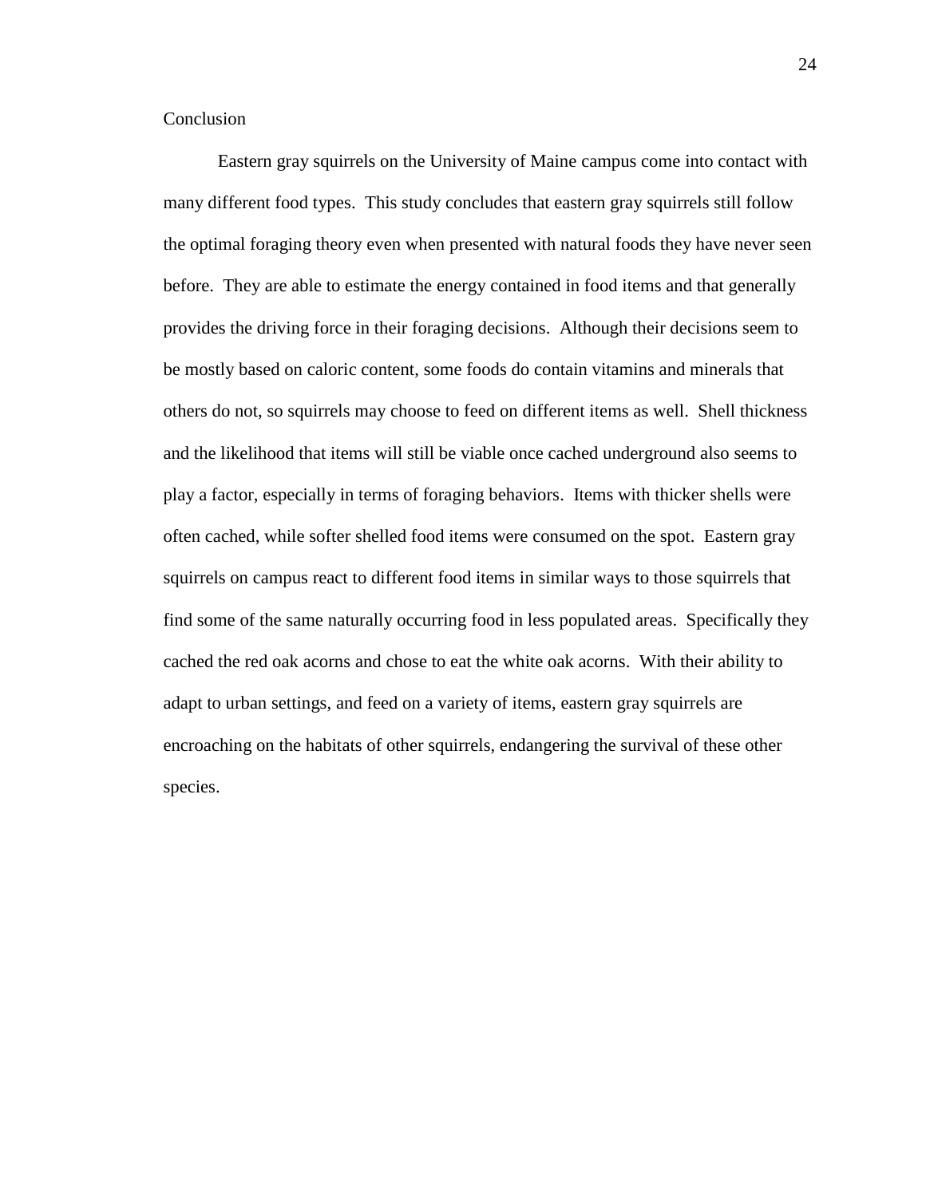## Conclusion

Eastern gray squirrels on the University of Maine campus come into contact with many different food types. This study concludes that eastern gray squirrels still follow the optimal foraging theory even when presented with natural foods they have never seen before. They are able to estimate the energy contained in food items and that generally provides the driving force in their foraging decisions. Although their decisions seem to be mostly based on caloric content, some foods do contain vitamins and minerals that others do not, so squirrels may choose to feed on different items as well. Shell thickness and the likelihood that items will still be viable once cached underground also seems to play a factor, especially in terms of foraging behaviors. Items with thicker shells were often cached, while softer shelled food items were consumed on the spot. Eastern gray squirrels on campus react to different food items in similar ways to those squirrels that find some of the same naturally occurring food in less populated areas. Specifically they cached the red oak acorns and chose to eat the white oak acorns. With their ability to adapt to urban settings, and feed on a variety of items, eastern gray squirrels are encroaching on the habitats of other squirrels, endangering the survival of these other species.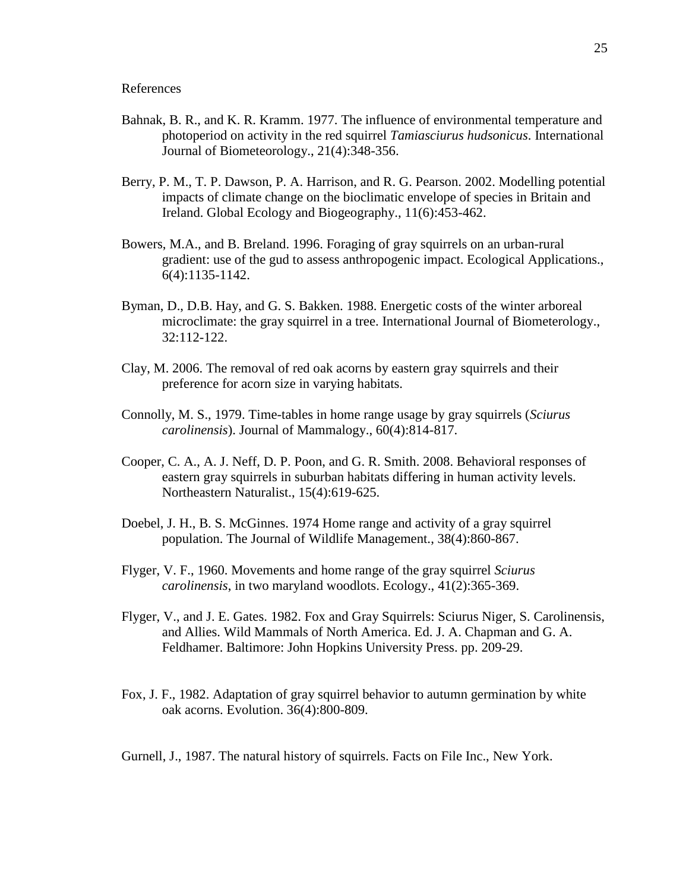References

Bahnak, B. R., and K. R. Kramm. 1977. The influence of environmental temperature and photoperiod on activity in the red squirrel *Tamiasciurus hudsonicus*. International Journal of Biometeorology., 21(4):348-356.

Berry, P. M., T. P. Dawson, P. A. Harrison, and R. G. Pearson. 2002. Modelling potential impacts of climate change on the bioclimatic envelope of species in Britain and Ireland. Global Ecology and Biogeography., 11(6):453-462.

Bowers, M.A., and B. Breland. 1996. Foraging of gray squirrels on an urban-rural gradient: use of the gud to assess anthropogenic impact. Ecological Applications., 6(4):1135-1142.

Byman, D., D.B. Hay, and G. S. Bakken. 1988. Energetic costs of the winter arboreal microclimate: the gray squirrel in a tree. International Journal of Biometerology., 32:112-122.

Clay, M. 2006. The removal of red oak acorns by eastern gray squirrels and their preference for acorn size in varying habitats.

Connolly, M. S., 1979. Time-tables in home range usage by gray squirrels (*Sciurus carolinensis*). Journal of Mammalogy., 60(4):814-817.

Cooper, C. A., A. J. Neff, D. P. Poon, and G. R. Smith. 2008. Behavioral responses of eastern gray squirrels in suburban habitats differing in human activity levels. Northeastern Naturalist., 15(4):619-625.

Doebel, J. H., B. S. McGinnes. 1974 Home range and activity of a gray squirrel population. The Journal of Wildlife Management., 38(4):860-867.

Flyger, V. F., 1960. Movements and home range of the gray squirrel *Sciurus carolinensis*, in two maryland woodlots. Ecology., 41(2):365-369.

Flyger, V., and J. E. Gates. 1982. Fox and Gray Squirrels: Sciurus Niger, S. Carolinensis, and Allies. Wild Mammals of North America. Ed. J. A. Chapman and G. A. Feldhamer. Baltimore: John Hopkins University Press. pp. 209-29.

Fox, J. F., 1982. Adaptation of gray squirrel behavior to autumn germination by white oak acorns. Evolution. 36(4):800-809.

Gurnell, J., 1987. The natural history of squirrels. Facts on File Inc., New York.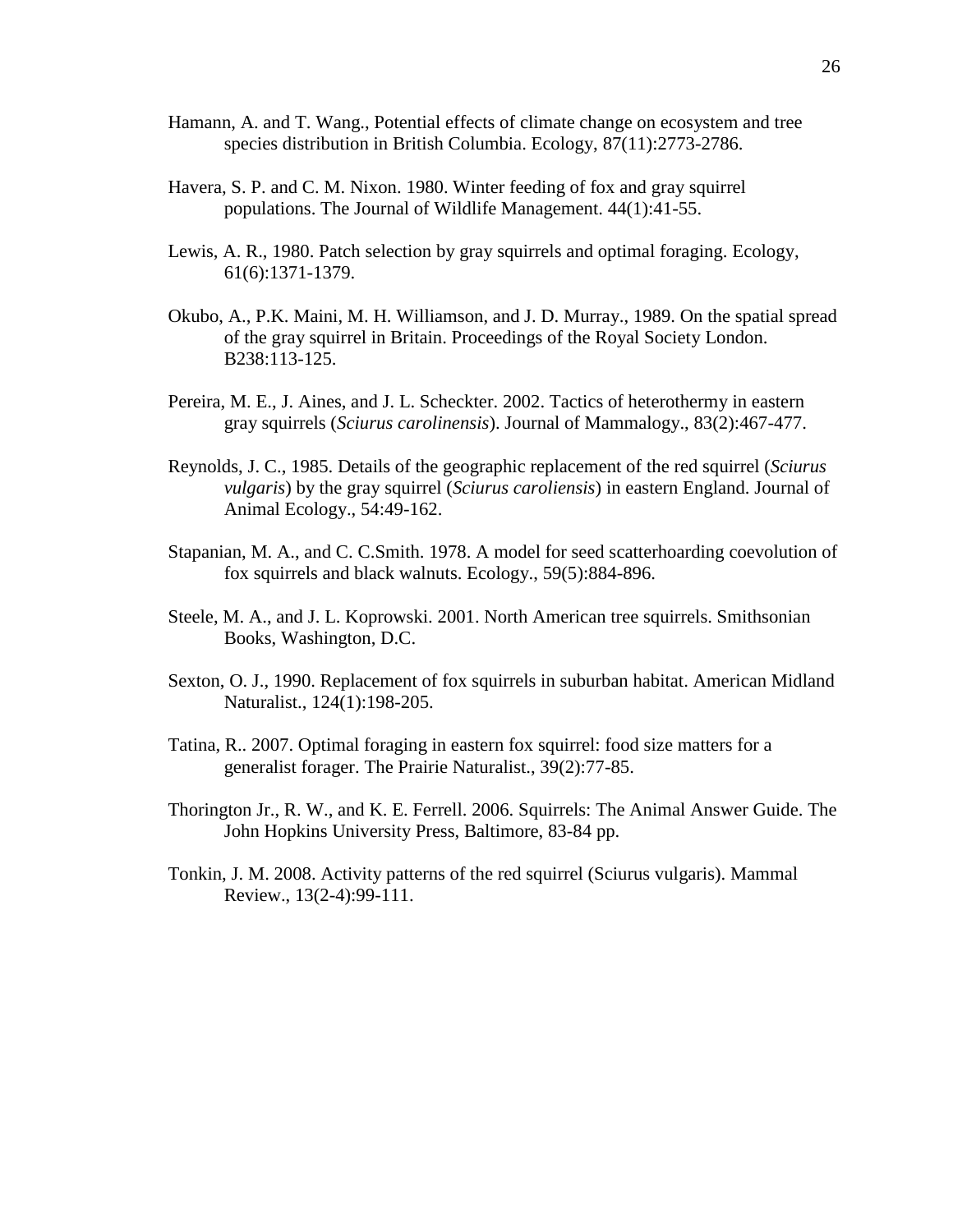Hamann, A. and T. Wang., Potential effects of climate change on ecosystem and tree species distribution in British Columbia. Ecology, 87(11):2773-2786.

Havera, S. P. and C. M. Nixon. 1980. Winter feeding of fox and gray squirrel populations. The Journal of Wildlife Management. 44(1):41-55.

Lewis, A. R., 1980. Patch selection by gray squirrels and optimal foraging. Ecology, 61(6):1371-1379.

Okubo, A., P.K. Maini, M. H. Williamson, and J. D. Murray., 1989. On the spatial spread of the gray squirrel in Britain. Proceedings of the Royal Society London. B238:113-125.

Pereira, M. E., J. Aines, and J. L. Scheckter. 2002. Tactics of heterothermy in eastern gray squirrels (*Sciurus carolinensis*). Journal of Mammalogy., 83(2):467-477.

Reynolds, J. C., 1985. Details of the geographic replacement of the red squirrel (*Sciurus vulgaris*) by the gray squirrel (*Sciurus caroliensis*) in eastern England. Journal of Animal Ecology., 54:49-162.

Stapanian, M. A., and C. C.Smith. 1978. A model for seed scatterhoarding coevolution of fox squirrels and black walnuts. Ecology., 59(5):884-896.

Steele, M. A., and J. L. Koprowski. 2001. North American tree squirrels. Smithsonian Books, Washington, D.C.

Sexton, O. J., 1990. Replacement of fox squirrels in suburban habitat. American Midland Naturalist., 124(1):198-205.

Tatina, R.. 2007. Optimal foraging in eastern fox squirrel: food size matters for a generalist forager. The Prairie Naturalist., 39(2):77-85.

Thorington Jr., R. W., and K. E. Ferrell. 2006. Squirrels: The Animal Answer Guide. The John Hopkins University Press, Baltimore, 83-84 pp.

Tonkin, J. M. 2008. Activity patterns of the red squirrel (Sciurus vulgaris). Mammal Review., 13(2-4):99-111.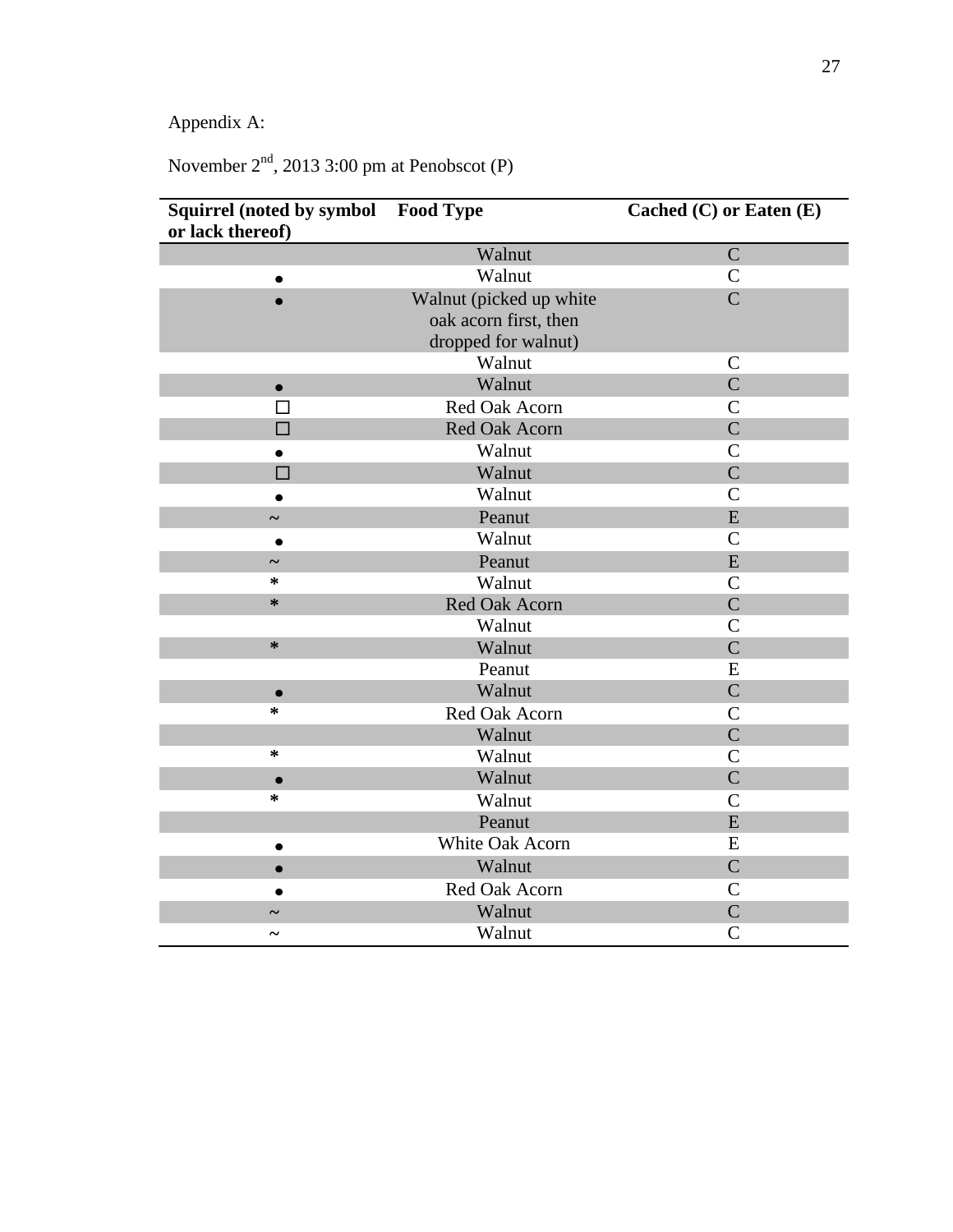Appendix A:

November 2nd, 2013 3:00 pm at Penobscot (P)

| Squirrel (noted by symbol or lack thereof) | Food Type | Cached (C) or Eaten (E) |
|---|---|---|
| | Walnut | C |
| ● | Walnut | C |
| ● | Walnut (picked up white oak acorn first, then dropped for walnut) | C |
| | Walnut | C |
| ● | Walnut | C |
| ☐ | Red Oak Acorn | C |
| ☐ | Red Oak Acorn | C |
| ● | Walnut | C |
| ☐ | Walnut | C |
| ● | Walnut | C |
| ~ | Peanut | E |
| ● | Walnut | C |
| ~ | Peanut | E |
| * | Walnut | C |
| * | Red Oak Acorn | C |
| | Walnut | C |
| * | Walnut | C |
| | Peanut | E |
| ● | Walnut | C |
| * | Red Oak Acorn | C |
| | Walnut | C |
| * | Walnut | C |
| ● | Walnut | C |
| * | Walnut | C |
| | Peanut | E |
| ● | White Oak Acorn | E |
| ● | Walnut | C |
| ● | Red Oak Acorn | C |
| ~ | Walnut | C |
| ~ | Walnut | C |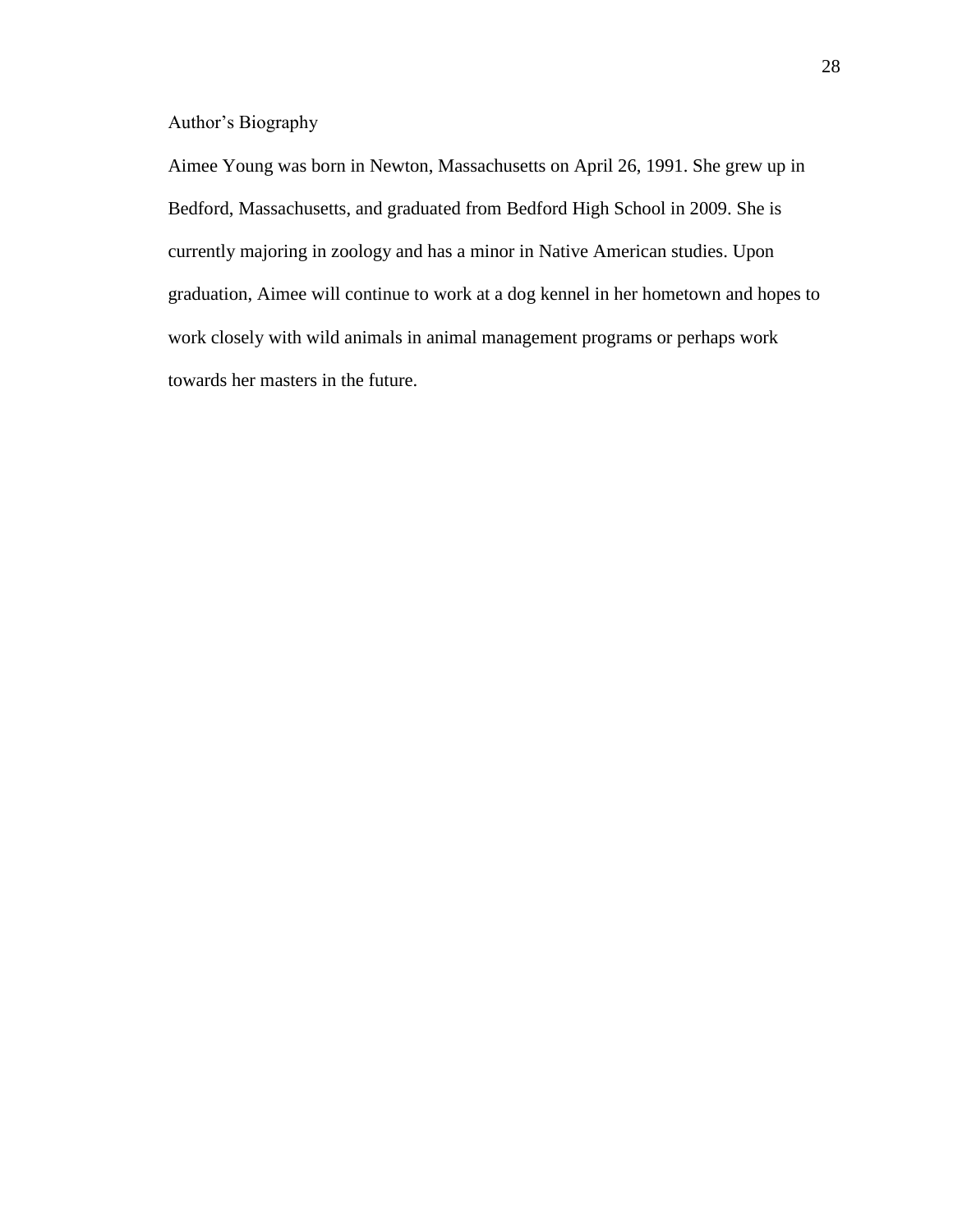## Author's Biography

Aimee Young was born in Newton, Massachusetts on April 26, 1991. She grew up in Bedford, Massachusetts, and graduated from Bedford High School in 2009. She is currently majoring in zoology and has a minor in Native American studies. Upon graduation, Aimee will continue to work at a dog kennel in her hometown and hopes to work closely with wild animals in animal management programs or perhaps work towards her masters in the future.